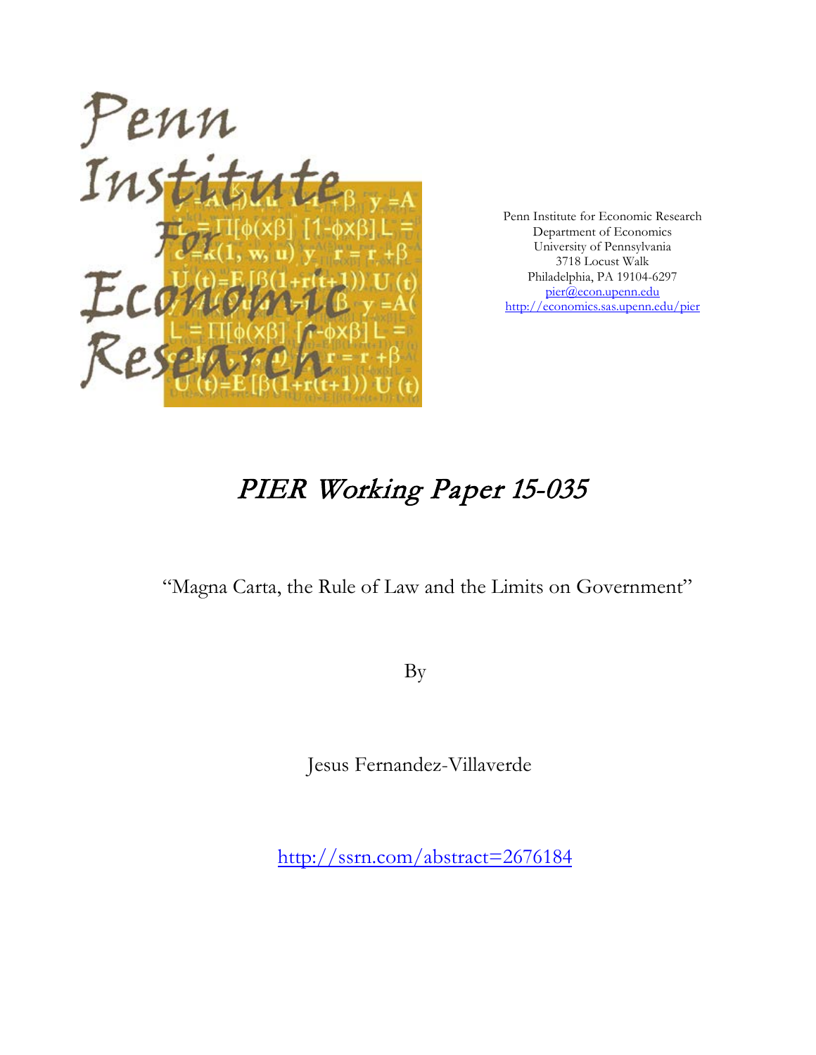Penn Institute for Economic Research
Department of Economics
University of Pennsylvania
3718 Locust Walk
Philadelphia, PA 19104-6297
pier@econ.upenn.edu
http://economics.sas.upenn.edu/pier

# *PIER Working Paper 15-035*

"Magna Carta, the Rule of Law and the Limits on Government"

By

Jesus Fernandez-Villaverde

http://ssrn.com/abstract=2676184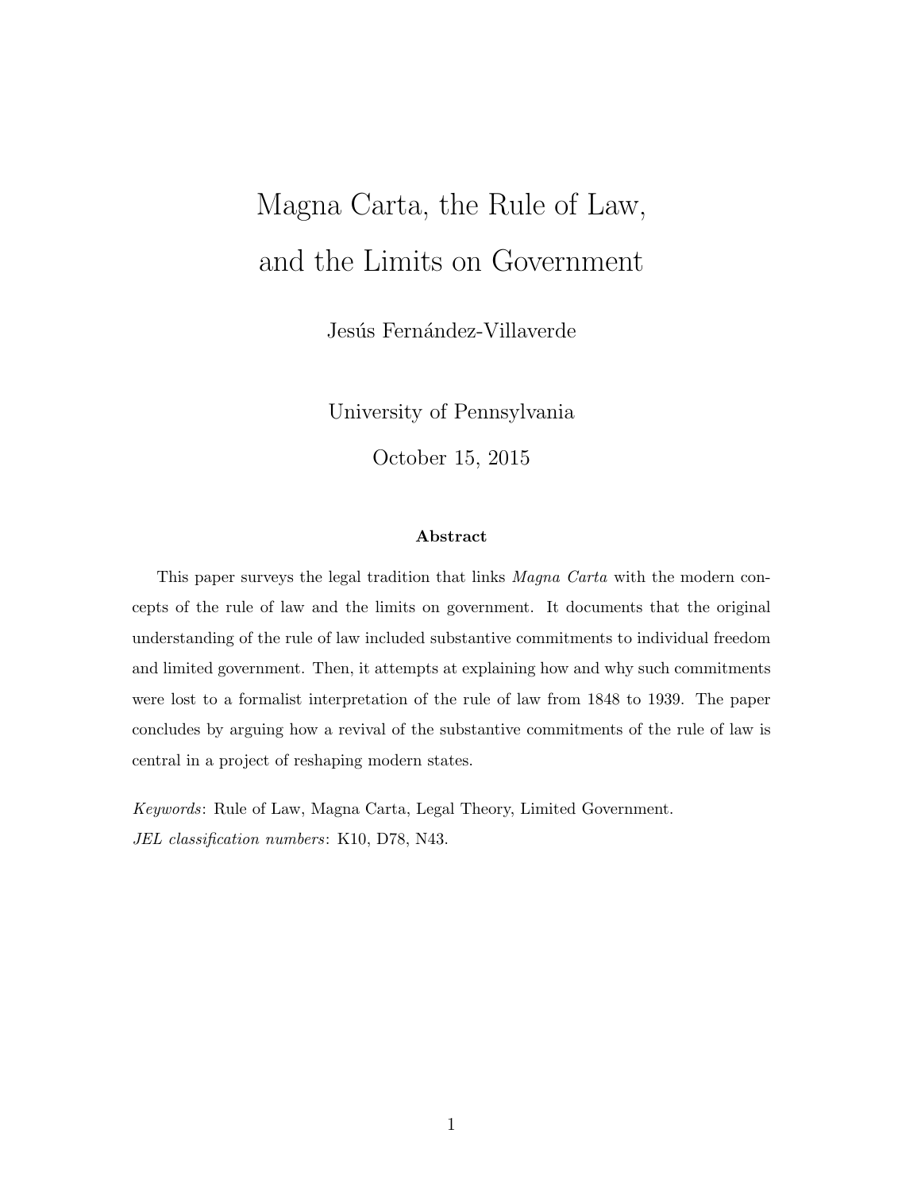# Magna Carta, the Rule of Law, and the Limits on Government

Jesús Fernández-Villaverde

University of Pennsylvania

October 15, 2015

**Abstract**

This paper surveys the legal tradition that links *Magna Carta* with the modern concepts of the rule of law and the limits on government. It documents that the original understanding of the rule of law included substantive commitments to individual freedom and limited government. Then, it attempts at explaining how and why such commitments were lost to a formalist interpretation of the rule of law from 1848 to 1939. The paper concludes by arguing how a revival of the substantive commitments of the rule of law is central in a project of reshaping modern states.

*Keywords*: Rule of Law, Magna Carta, Legal Theory, Limited Government.
*JEL classification numbers*: K10, D78, N43.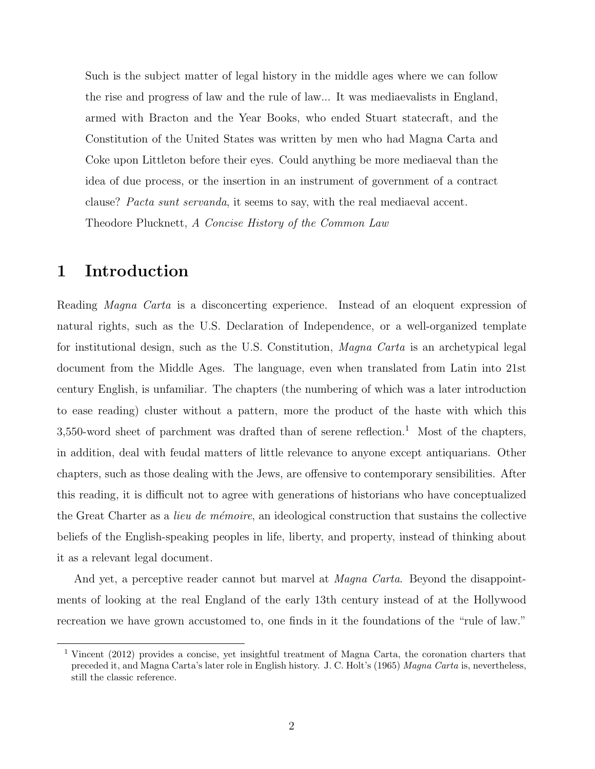> Such is the subject matter of legal history in the middle ages where we can follow the rise and progress of law and the rule of law... It was mediaevalists in England, armed with Bracton and the Year Books, who ended Stuart statecraft, and the Constitution of the United States was written by men who had Magna Carta and Coke upon Littleton before their eyes. Could anything be more mediaeval than the idea of due process, or the insertion in an instrument of government of a contract clause? *Pacta sunt servanda*, it seems to say, with the real mediaeval accent.
>
> Theodore Plucknett, *A Concise History of the Common Law*

# 1 Introduction

Reading *Magna Carta* is a disconcerting experience. Instead of an eloquent expression of natural rights, such as the U.S. Declaration of Independence, or a well-organized template for institutional design, such as the U.S. Constitution, *Magna Carta* is an archetypical legal document from the Middle Ages. The language, even when translated from Latin into 21st century English, is unfamiliar. The chapters (the numbering of which was a later introduction to ease reading) cluster without a pattern, more the product of the haste with which this 3,550-word sheet of parchment was drafted than of serene reflection.[1] Most of the chapters, in addition, deal with feudal matters of little relevance to anyone except antiquarians. Other chapters, such as those dealing with the Jews, are offensive to contemporary sensibilities. After this reading, it is difficult not to agree with generations of historians who have conceptualized the Great Charter as a *lieu de mémoire*, an ideological construction that sustains the collective beliefs of the English-speaking peoples in life, liberty, and property, instead of thinking about it as a relevant legal document.

And yet, a perceptive reader cannot but marvel at *Magna Carta*. Beyond the disappointments of looking at the real England of the early 13th century instead of at the Hollywood recreation we have grown accustomed to, one finds in it the foundations of the "rule of law."

[1] Vincent (2012) provides a concise, yet insightful treatment of Magna Carta, the coronation charters that preceded it, and Magna Carta's later role in English history. J. C. Holt's (1965) *Magna Carta* is, nevertheless, still the classic reference.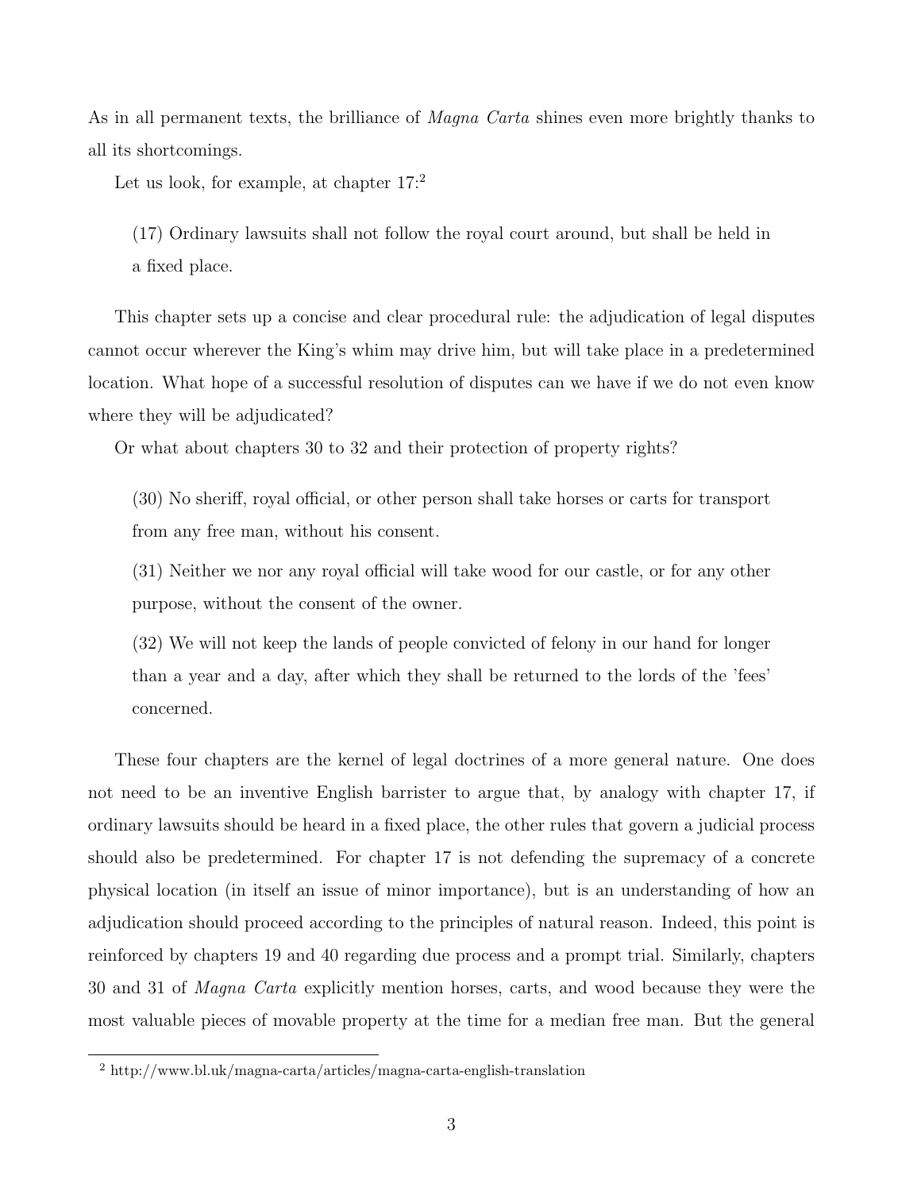As in all permanent texts, the brilliance of *Magna Carta* shines even more brightly thanks to all its shortcomings.

Let us look, for example, at chapter 17:[2]

> (17) Ordinary lawsuits shall not follow the royal court around, but shall be held in a fixed place.

This chapter sets up a concise and clear procedural rule: the adjudication of legal disputes cannot occur wherever the King's whim may drive him, but will take place in a predetermined location. What hope of a successful resolution of disputes can we have if we do not even know where they will be adjudicated?

Or what about chapters 30 to 32 and their protection of property rights?

> (30) No sheriff, royal official, or other person shall take horses or carts for transport from any free man, without his consent.
>
> (31) Neither we nor any royal official will take wood for our castle, or for any other purpose, without the consent of the owner.
>
> (32) We will not keep the lands of people convicted of felony in our hand for longer than a year and a day, after which they shall be returned to the lords of the 'fees' concerned.

These four chapters are the kernel of legal doctrines of a more general nature. One does not need to be an inventive English barrister to argue that, by analogy with chapter 17, if ordinary lawsuits should be heard in a fixed place, the other rules that govern a judicial process should also be predetermined. For chapter 17 is not defending the supremacy of a concrete physical location (in itself an issue of minor importance), but is an understanding of how an adjudication should proceed according to the principles of natural reason. Indeed, this point is reinforced by chapters 19 and 40 regarding due process and a prompt trial. Similarly, chapters 30 and 31 of *Magna Carta* explicitly mention horses, carts, and wood because they were the most valuable pieces of movable property at the time for a median free man. But the general

[2] http://www.bl.uk/magna-carta/articles/magna-carta-english-translation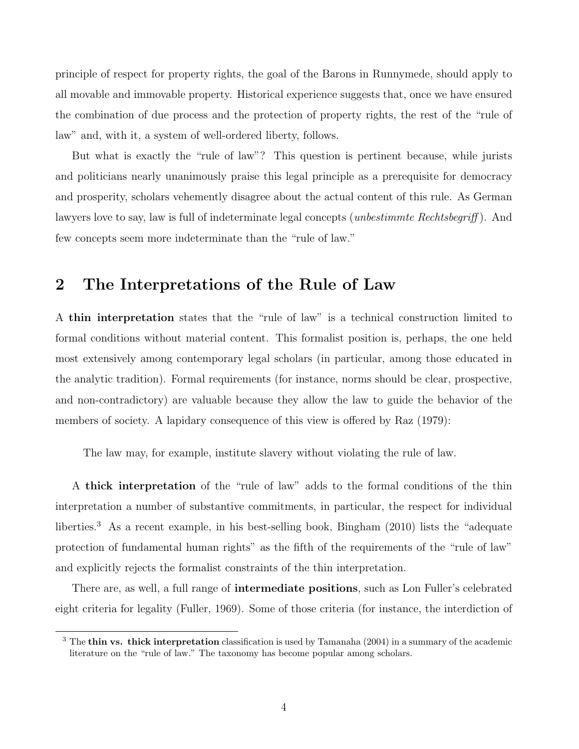principle of respect for property rights, the goal of the Barons in Runnymede, should apply to all movable and immovable property. Historical experience suggests that, once we have ensured the combination of due process and the protection of property rights, the rest of the "rule of law" and, with it, a system of well-ordered liberty, follows.

But what is exactly the "rule of law"? This question is pertinent because, while jurists and politicians nearly unanimously praise this legal principle as a prerequisite for democracy and prosperity, scholars vehemently disagree about the actual content of this rule. As German lawyers love to say, law is full of indeterminate legal concepts (*unbestimmte Rechtsbegriff*). And few concepts seem more indeterminate than the "rule of law."

## 2 The Interpretations of the Rule of Law

A **thin interpretation** states that the "rule of law" is a technical construction limited to formal conditions without material content. This formalist position is, perhaps, the one held most extensively among contemporary legal scholars (in particular, among those educated in the analytic tradition). Formal requirements (for instance, norms should be clear, prospective, and non-contradictory) are valuable because they allow the law to guide the behavior of the members of society. A lapidary consequence of this view is offered by Raz (1979):

> The law may, for example, institute slavery without violating the rule of law.

A **thick interpretation** of the "rule of law" adds to the formal conditions of the thin interpretation a number of substantive commitments, in particular, the respect for individual liberties.[3] As a recent example, in his best-selling book, Bingham (2010) lists the "adequate protection of fundamental human rights" as the fifth of the requirements of the "rule of law" and explicitly rejects the formalist constraints of the thin interpretation.

There are, as well, a full range of **intermediate positions**, such as Lon Fuller's celebrated eight criteria for legality (Fuller, 1969). Some of those criteria (for instance, the interdiction of

[3] The **thin vs. thick interpretation** classification is used by Tamanaha (2004) in a summary of the academic literature on the "rule of law." The taxonomy has become popular among scholars.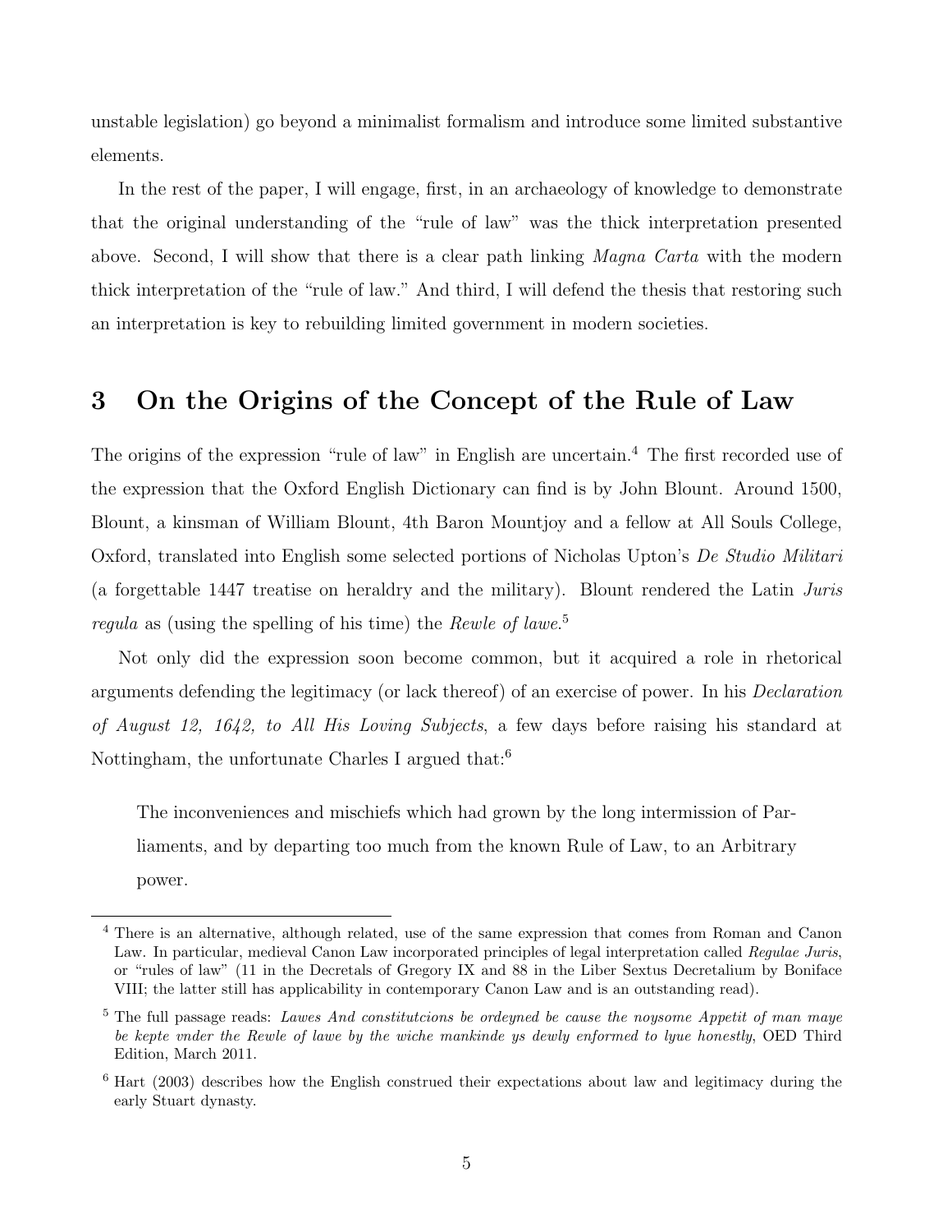unstable legislation) go beyond a minimalist formalism and introduce some limited substantive elements.

In the rest of the paper, I will engage, first, in an archaeology of knowledge to demonstrate that the original understanding of the "rule of law" was the thick interpretation presented above. Second, I will show that there is a clear path linking *Magna Carta* with the modern thick interpretation of the "rule of law." And third, I will defend the thesis that restoring such an interpretation is key to rebuilding limited government in modern societies.

## 3 On the Origins of the Concept of the Rule of Law

The origins of the expression "rule of law" in English are uncertain.[4] The first recorded use of the expression that the Oxford English Dictionary can find is by John Blount. Around 1500, Blount, a kinsman of William Blount, 4th Baron Mountjoy and a fellow at All Souls College, Oxford, translated into English some selected portions of Nicholas Upton's *De Studio Militari* (a forgettable 1447 treatise on heraldry and the military). Blount rendered the Latin *Juris regula* as (using the spelling of his time) the *Rewle of lawe*.[5]

Not only did the expression soon become common, but it acquired a role in rhetorical arguments defending the legitimacy (or lack thereof) of an exercise of power. In his *Declaration of August 12, 1642, to All His Loving Subjects*, a few days before raising his standard at Nottingham, the unfortunate Charles I argued that:[6]

> The inconveniences and mischiefs which had grown by the long intermission of Parliaments, and by departing too much from the known Rule of Law, to an Arbitrary power.

---

[4] There is an alternative, although related, use of the same expression that comes from Roman and Canon Law. In particular, medieval Canon Law incorporated principles of legal interpretation called *Regulae Juris*, or "rules of law" (11 in the Decretals of Gregory IX and 88 in the Liber Sextus Decretalium by Boniface VIII; the latter still has applicability in contemporary Canon Law and is an outstanding read).

[5] The full passage reads: *Lawes And constitutcions be ordeyned be cause the noysome Appetit of man maye be kepte vnder the Rewle of lawe by the wiche mankinde ys dewly enformed to lyue honestly*, OED Third Edition, March 2011.

[6] Hart (2003) describes how the English construed their expectations about law and legitimacy during the early Stuart dynasty.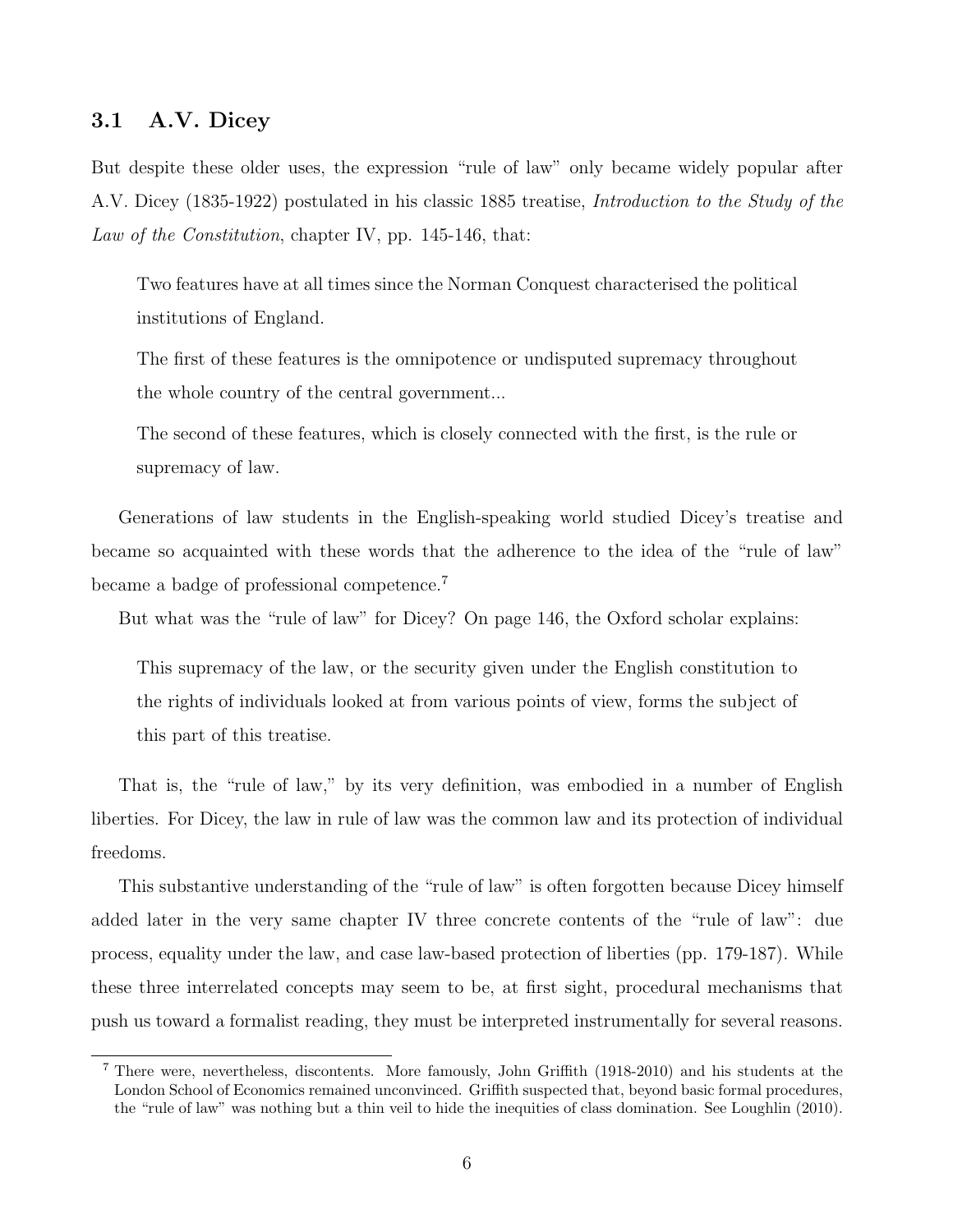### 3.1 A.V. Dicey

But despite these older uses, the expression "rule of law" only became widely popular after A.V. Dicey (1835-1922) postulated in his classic 1885 treatise, *Introduction to the Study of the Law of the Constitution*, chapter IV, pp. 145-146, that:

> Two features have at all times since the Norman Conquest characterised the political institutions of England.
>
> The first of these features is the omnipotence or undisputed supremacy throughout the whole country of the central government...
>
> The second of these features, which is closely connected with the first, is the rule or supremacy of law.

Generations of law students in the English-speaking world studied Dicey's treatise and became so acquainted with these words that the adherence to the idea of the "rule of law" became a badge of professional competence.[7]

But what was the "rule of law" for Dicey? On page 146, the Oxford scholar explains:

> This supremacy of the law, or the security given under the English constitution to the rights of individuals looked at from various points of view, forms the subject of this part of this treatise.

That is, the "rule of law," by its very definition, was embodied in a number of English liberties. For Dicey, the law in rule of law was the common law and its protection of individual freedoms.

This substantive understanding of the "rule of law" is often forgotten because Dicey himself added later in the very same chapter IV three concrete contents of the "rule of law": due process, equality under the law, and case law-based protection of liberties (pp. 179-187). While these three interrelated concepts may seem to be, at first sight, procedural mechanisms that push us toward a formalist reading, they must be interpreted instrumentally for several reasons.

[7] There were, nevertheless, discontents. More famously, John Griffith (1918-2010) and his students at the London School of Economics remained unconvinced. Griffith suspected that, beyond basic formal procedures, the "rule of law" was nothing but a thin veil to hide the inequities of class domination. See Loughlin (2010).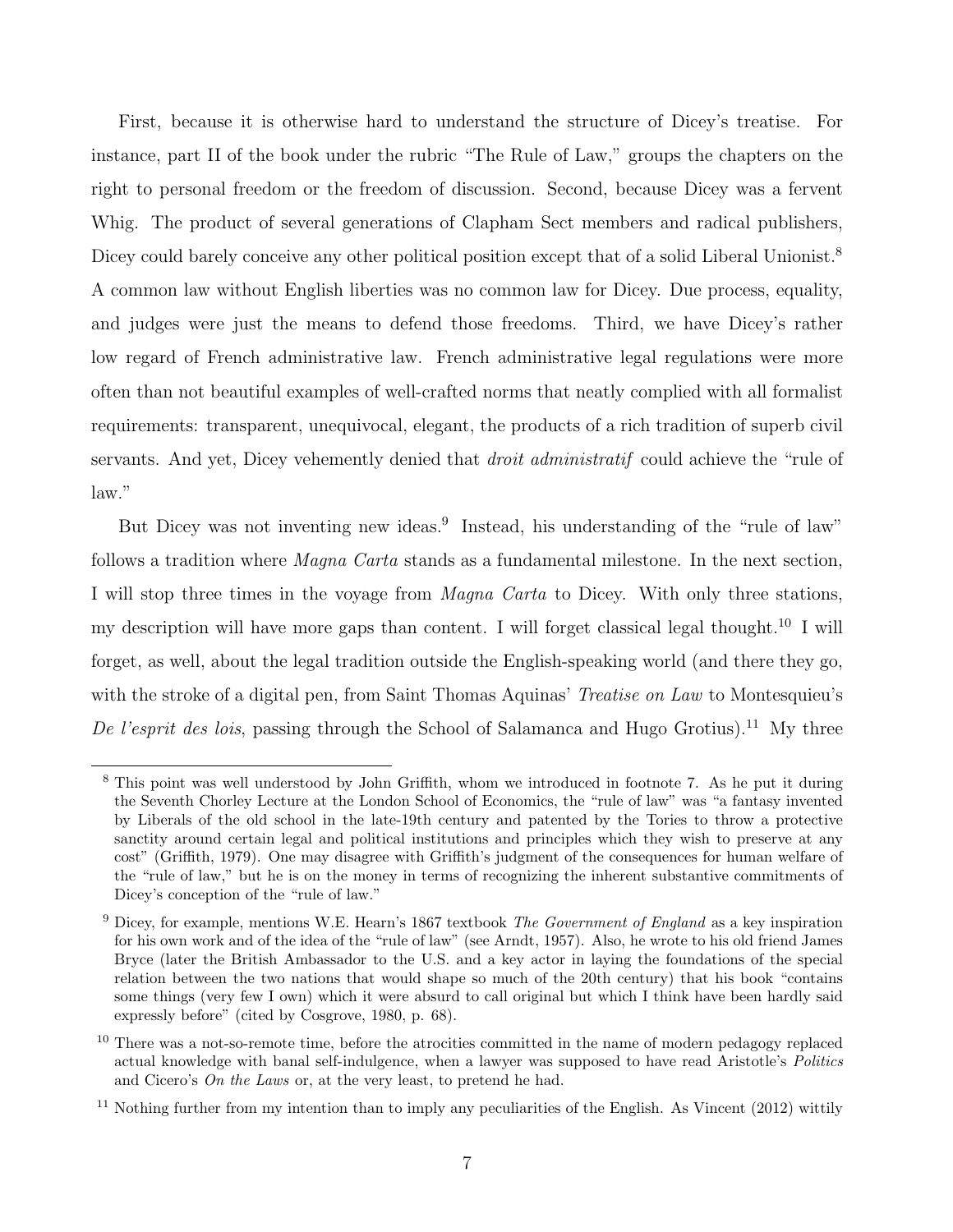First, because it is otherwise hard to understand the structure of Dicey's treatise. For instance, part II of the book under the rubric "The Rule of Law," groups the chapters on the right to personal freedom or the freedom of discussion. Second, because Dicey was a fervent Whig. The product of several generations of Clapham Sect members and radical publishers, Dicey could barely conceive any other political position except that of a solid Liberal Unionist.[8] A common law without English liberties was no common law for Dicey. Due process, equality, and judges were just the means to defend those freedoms. Third, we have Dicey's rather low regard of French administrative law. French administrative legal regulations were more often than not beautiful examples of well-crafted norms that neatly complied with all formalist requirements: transparent, unequivocal, elegant, the products of a rich tradition of superb civil servants. And yet, Dicey vehemently denied that *droit administratif* could achieve the "rule of law."

But Dicey was not inventing new ideas.[9] Instead, his understanding of the "rule of law" follows a tradition where *Magna Carta* stands as a fundamental milestone. In the next section, I will stop three times in the voyage from *Magna Carta* to Dicey. With only three stations, my description will have more gaps than content. I will forget classical legal thought.[10] I will forget, as well, about the legal tradition outside the English-speaking world (and there they go, with the stroke of a digital pen, from Saint Thomas Aquinas' *Treatise on Law* to Montesquieu's *De l'esprit des lois*, passing through the School of Salamanca and Hugo Grotius).[11] My three

[8] This point was well understood by John Griffith, whom we introduced in footnote 7. As he put it during the Seventh Chorley Lecture at the London School of Economics, the "rule of law" was "a fantasy invented by Liberals of the old school in the late-19th century and patented by the Tories to throw a protective sanctity around certain legal and political institutions and principles which they wish to preserve at any cost" (Griffith, 1979). One may disagree with Griffith's judgment of the consequences for human welfare of the "rule of law," but he is on the money in terms of recognizing the inherent substantive commitments of Dicey's conception of the "rule of law."

[9] Dicey, for example, mentions W.E. Hearn's 1867 textbook *The Government of England* as a key inspiration for his own work and of the idea of the "rule of law" (see Arndt, 1957). Also, he wrote to his old friend James Bryce (later the British Ambassador to the U.S. and a key actor in laying the foundations of the special relation between the two nations that would shape so much of the 20th century) that his book "contains some things (very few I own) which it were absurd to call original but which I think have been hardly said expressly before" (cited by Cosgrove, 1980, p. 68).

[10] There was a not-so-remote time, before the atrocities committed in the name of modern pedagogy replaced actual knowledge with banal self-indulgence, when a lawyer was supposed to have read Aristotle's *Politics* and Cicero's *On the Laws* or, at the very least, to pretend he had.

[11] Nothing further from my intention than to imply any peculiarities of the English. As Vincent (2012) wittily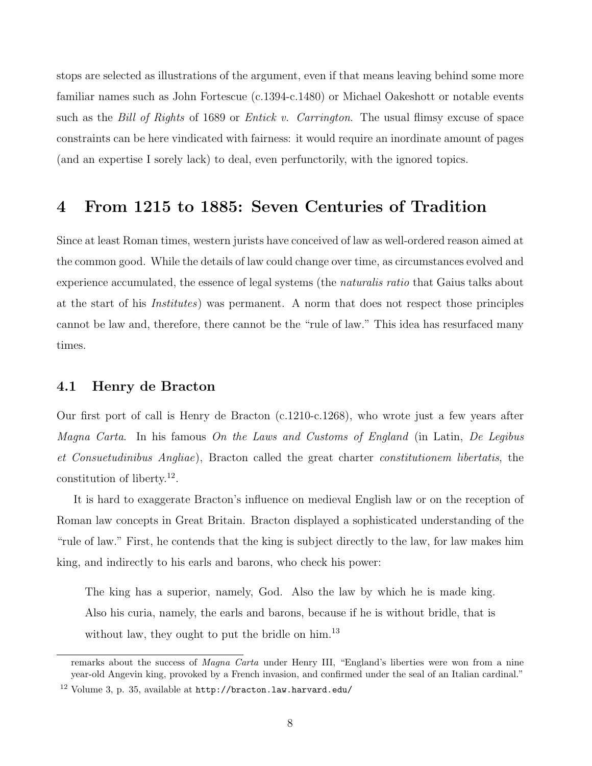stops are selected as illustrations of the argument, even if that means leaving behind some more familiar names such as John Fortescue (c.1394-c.1480) or Michael Oakeshott or notable events such as the *Bill of Rights* of 1689 or *Entick v. Carrington*. The usual flimsy excuse of space constraints can be here vindicated with fairness: it would require an inordinate amount of pages (and an expertise I sorely lack) to deal, even perfunctorily, with the ignored topics.

## 4 From 1215 to 1885: Seven Centuries of Tradition

Since at least Roman times, western jurists have conceived of law as well-ordered reason aimed at the common good. While the details of law could change over time, as circumstances evolved and experience accumulated, the essence of legal systems (the *naturalis ratio* that Gaius talks about at the start of his *Institutes*) was permanent. A norm that does not respect those principles cannot be law and, therefore, there cannot be the "rule of law." This idea has resurfaced many times.

### 4.1 Henry de Bracton

Our first port of call is Henry de Bracton (c.1210-c.1268), who wrote just a few years after *Magna Carta*. In his famous *On the Laws and Customs of England* (in Latin, *De Legibus et Consuetudinibus Angliae*), Bracton called the great charter *constitutionem libertatis*, the constitution of liberty.[12].

It is hard to exaggerate Bracton's influence on medieval English law or on the reception of Roman law concepts in Great Britain. Bracton displayed a sophisticated understanding of the "rule of law." First, he contends that the king is subject directly to the law, for law makes him king, and indirectly to his earls and barons, who check his power:

> The king has a superior, namely, God. Also the law by which he is made king. Also his curia, namely, the earls and barons, because if he is without bridle, that is without law, they ought to put the bridle on him.[13]

remarks about the success of *Magna Carta* under Henry III, "England's liberties were won from a nine year-old Angevin king, provoked by a French invasion, and confirmed under the seal of an Italian cardinal."

[12] Volume 3, p. 35, available at http://bracton.law.harvard.edu/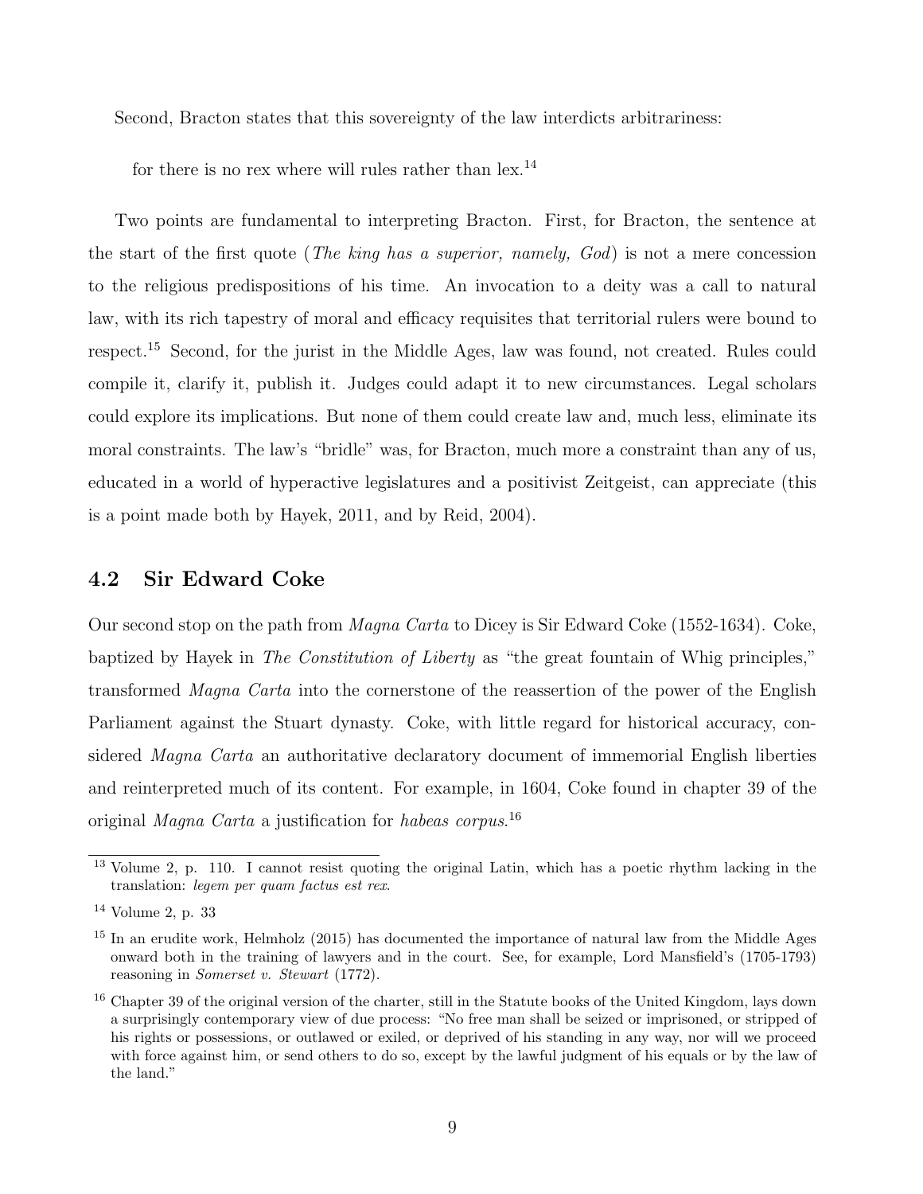Second, Bracton states that this sovereignty of the law interdicts arbitrariness:

> for there is no rex where will rules rather than lex.[14]

Two points are fundamental to interpreting Bracton. First, for Bracton, the sentence at the start of the first quote (*The king has a superior, namely, God*) is not a mere concession to the religious predispositions of his time. An invocation to a deity was a call to natural law, with its rich tapestry of moral and efficacy requisites that territorial rulers were bound to respect.[15] Second, for the jurist in the Middle Ages, law was found, not created. Rules could compile it, clarify it, publish it. Judges could adapt it to new circumstances. Legal scholars could explore its implications. But none of them could create law and, much less, eliminate its moral constraints. The law's "bridle" was, for Bracton, much more a constraint than any of us, educated in a world of hyperactive legislatures and a positivist Zeitgeist, can appreciate (this is a point made both by Hayek, 2011, and by Reid, 2004).

## 4.2 Sir Edward Coke

Our second stop on the path from *Magna Carta* to Dicey is Sir Edward Coke (1552-1634). Coke, baptized by Hayek in *The Constitution of Liberty* as "the great fountain of Whig principles," transformed *Magna Carta* into the cornerstone of the reassertion of the power of the English Parliament against the Stuart dynasty. Coke, with little regard for historical accuracy, considered *Magna Carta* an authoritative declaratory document of immemorial English liberties and reinterpreted much of its content. For example, in 1604, Coke found in chapter 39 of the original *Magna Carta* a justification for *habeas corpus*.[16]

---

[13] Volume 2, p. 110. I cannot resist quoting the original Latin, which has a poetic rhythm lacking in the translation: *legem per quam factus est rex*.

[14] Volume 2, p. 33

[15] In an erudite work, Helmholz (2015) has documented the importance of natural law from the Middle Ages onward both in the training of lawyers and in the court. See, for example, Lord Mansfield's (1705-1793) reasoning in *Somerset v. Stewart* (1772).

[16] Chapter 39 of the original version of the charter, still in the Statute books of the United Kingdom, lays down a surprisingly contemporary view of due process: "No free man shall be seized or imprisoned, or stripped of his rights or possessions, or outlawed or exiled, or deprived of his standing in any way, nor will we proceed with force against him, or send others to do so, except by the lawful judgment of his equals or by the law of the land."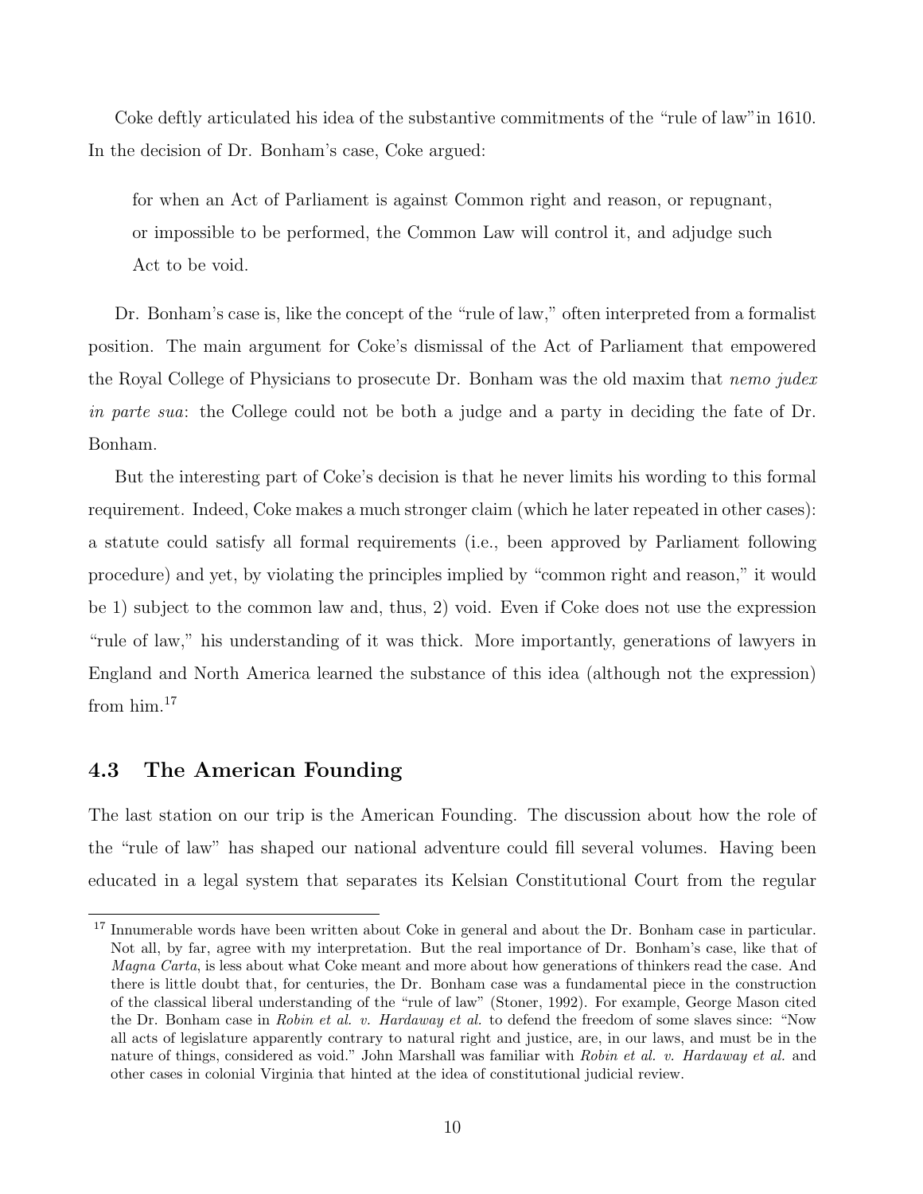Coke deftly articulated his idea of the substantive commitments of the "rule of law"in 1610. In the decision of Dr. Bonham's case, Coke argued:

> for when an Act of Parliament is against Common right and reason, or repugnant, or impossible to be performed, the Common Law will control it, and adjudge such Act to be void.

Dr. Bonham's case is, like the concept of the "rule of law," often interpreted from a formalist position. The main argument for Coke's dismissal of the Act of Parliament that empowered the Royal College of Physicians to prosecute Dr. Bonham was the old maxim that *nemo judex in parte sua*: the College could not be both a judge and a party in deciding the fate of Dr. Bonham.

But the interesting part of Coke's decision is that he never limits his wording to this formal requirement. Indeed, Coke makes a much stronger claim (which he later repeated in other cases): a statute could satisfy all formal requirements (i.e., been approved by Parliament following procedure) and yet, by violating the principles implied by "common right and reason," it would be 1) subject to the common law and, thus, 2) void. Even if Coke does not use the expression "rule of law," his understanding of it was thick. More importantly, generations of lawyers in England and North America learned the substance of this idea (although not the expression) from him.[17]

## 4.3 The American Founding

The last station on our trip is the American Founding. The discussion about how the role of the "rule of law" has shaped our national adventure could fill several volumes. Having been educated in a legal system that separates its Kelsian Constitutional Court from the regular

[17] Innumerable words have been written about Coke in general and about the Dr. Bonham case in particular. Not all, by far, agree with my interpretation. But the real importance of Dr. Bonham's case, like that of *Magna Carta*, is less about what Coke meant and more about how generations of thinkers read the case. And there is little doubt that, for centuries, the Dr. Bonham case was a fundamental piece in the construction of the classical liberal understanding of the "rule of law" (Stoner, 1992). For example, George Mason cited the Dr. Bonham case in *Robin et al. v. Hardaway et al.* to defend the freedom of some slaves since: "Now all acts of legislature apparently contrary to natural right and justice, are, in our laws, and must be in the nature of things, considered as void." John Marshall was familiar with *Robin et al. v. Hardaway et al.* and other cases in colonial Virginia that hinted at the idea of constitutional judicial review.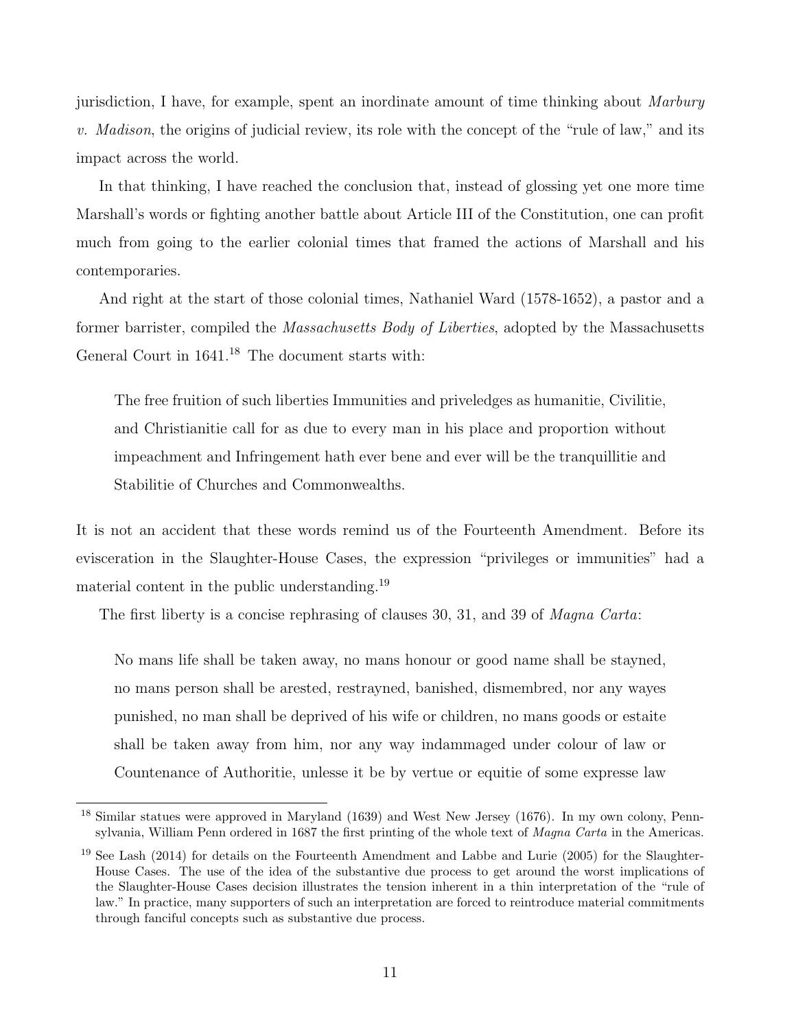jurisdiction, I have, for example, spent an inordinate amount of time thinking about *Marbury v. Madison*, the origins of judicial review, its role with the concept of the "rule of law," and its impact across the world.

In that thinking, I have reached the conclusion that, instead of glossing yet one more time Marshall's words or fighting another battle about Article III of the Constitution, one can profit much from going to the earlier colonial times that framed the actions of Marshall and his contemporaries.

And right at the start of those colonial times, Nathaniel Ward (1578-1652), a pastor and a former barrister, compiled the *Massachusetts Body of Liberties*, adopted by the Massachusetts General Court in 1641.[18] The document starts with:

> The free fruition of such liberties Immunities and priveledges as humanitie, Civilitie, and Christianitie call for as due to every man in his place and proportion without impeachment and Infringement hath ever bene and ever will be the tranquillitie and Stabilitie of Churches and Commonwealths.

It is not an accident that these words remind us of the Fourteenth Amendment. Before its evisceration in the Slaughter-House Cases, the expression "privileges or immunities" had a material content in the public understanding.[19]

The first liberty is a concise rephrasing of clauses 30, 31, and 39 of *Magna Carta*:

> No mans life shall be taken away, no mans honour or good name shall be stayned, no mans person shall be arested, restrayned, banished, dismembred, nor any wayes punished, no man shall be deprived of his wife or children, no mans goods or estaite shall be taken away from him, nor any way indammaged under colour of law or Countenance of Authoritie, unlesse it be by vertue or equitie of some expresse law

[18] Similar statues were approved in Maryland (1639) and West New Jersey (1676). In my own colony, Pennsylvania, William Penn ordered in 1687 the first printing of the whole text of *Magna Carta* in the Americas.

[19] See Lash (2014) for details on the Fourteenth Amendment and Labbe and Lurie (2005) for the Slaughter-House Cases. The use of the idea of the substantive due process to get around the worst implications of the Slaughter-House Cases decision illustrates the tension inherent in a thin interpretation of the "rule of law." In practice, many supporters of such an interpretation are forced to reintroduce material commitments through fanciful concepts such as substantive due process.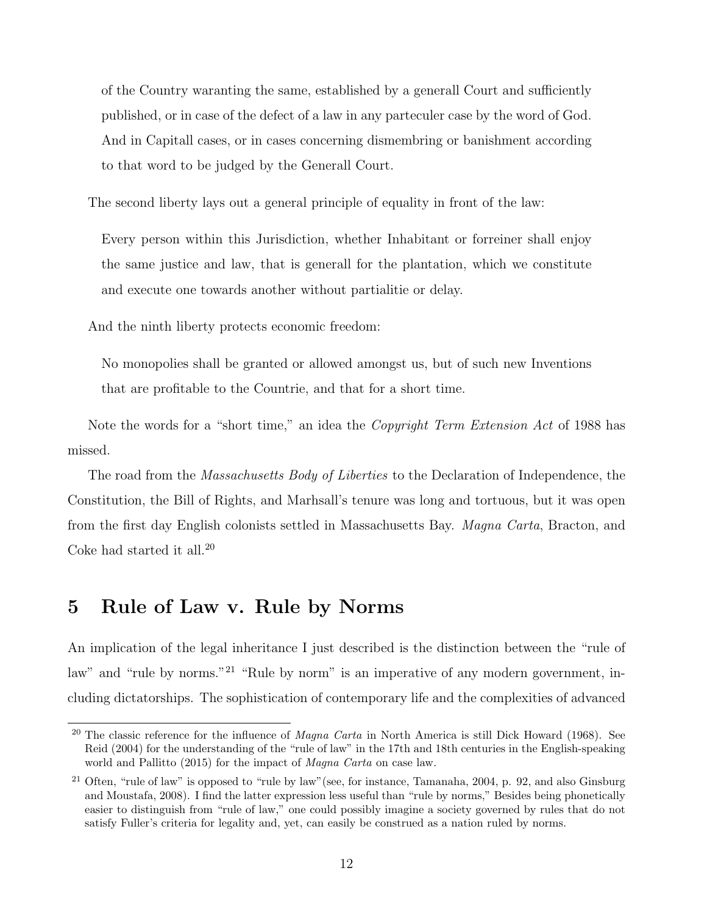> of the Country waranting the same, established by a generall Court and sufficiently published, or in case of the defect of a law in any parteculer case by the word of God. And in Capitall cases, or in cases concerning dismembring or banishment according to that word to be judged by the Generall Court.

The second liberty lays out a general principle of equality in front of the law:

> Every person within this Jurisdiction, whether Inhabitant or forreiner shall enjoy the same justice and law, that is generall for the plantation, which we constitute and execute one towards another without partialitie or delay.

And the ninth liberty protects economic freedom:

> No monopolies shall be granted or allowed amongst us, but of such new Inventions that are profitable to the Countrie, and that for a short time.

Note the words for a "short time," an idea the *Copyright Term Extension Act* of 1988 has missed.

The road from the *Massachusetts Body of Liberties* to the Declaration of Independence, the Constitution, the Bill of Rights, and Marhsall's tenure was long and tortuous, but it was open from the first day English colonists settled in Massachusetts Bay. *Magna Carta*, Bracton, and Coke had started it all.[20]

## 5 Rule of Law v. Rule by Norms

An implication of the legal inheritance I just described is the distinction between the "rule of law" and "rule by norms."[21] "Rule by norm" is an imperative of any modern government, including dictatorships. The sophistication of contemporary life and the complexities of advanced

---

[20] The classic reference for the influence of *Magna Carta* in North America is still Dick Howard (1968). See Reid (2004) for the understanding of the "rule of law" in the 17th and 18th centuries in the English-speaking world and Pallitto (2015) for the impact of *Magna Carta* on case law.

[21] Often, "rule of law" is opposed to "rule by law"(see, for instance, Tamanaha, 2004, p. 92, and also Ginsburg and Moustafa, 2008). I find the latter expression less useful than "rule by norms," Besides being phonetically easier to distinguish from "rule of law," one could possibly imagine a society governed by rules that do not satisfy Fuller's criteria for legality and, yet, can easily be construed as a nation ruled by norms.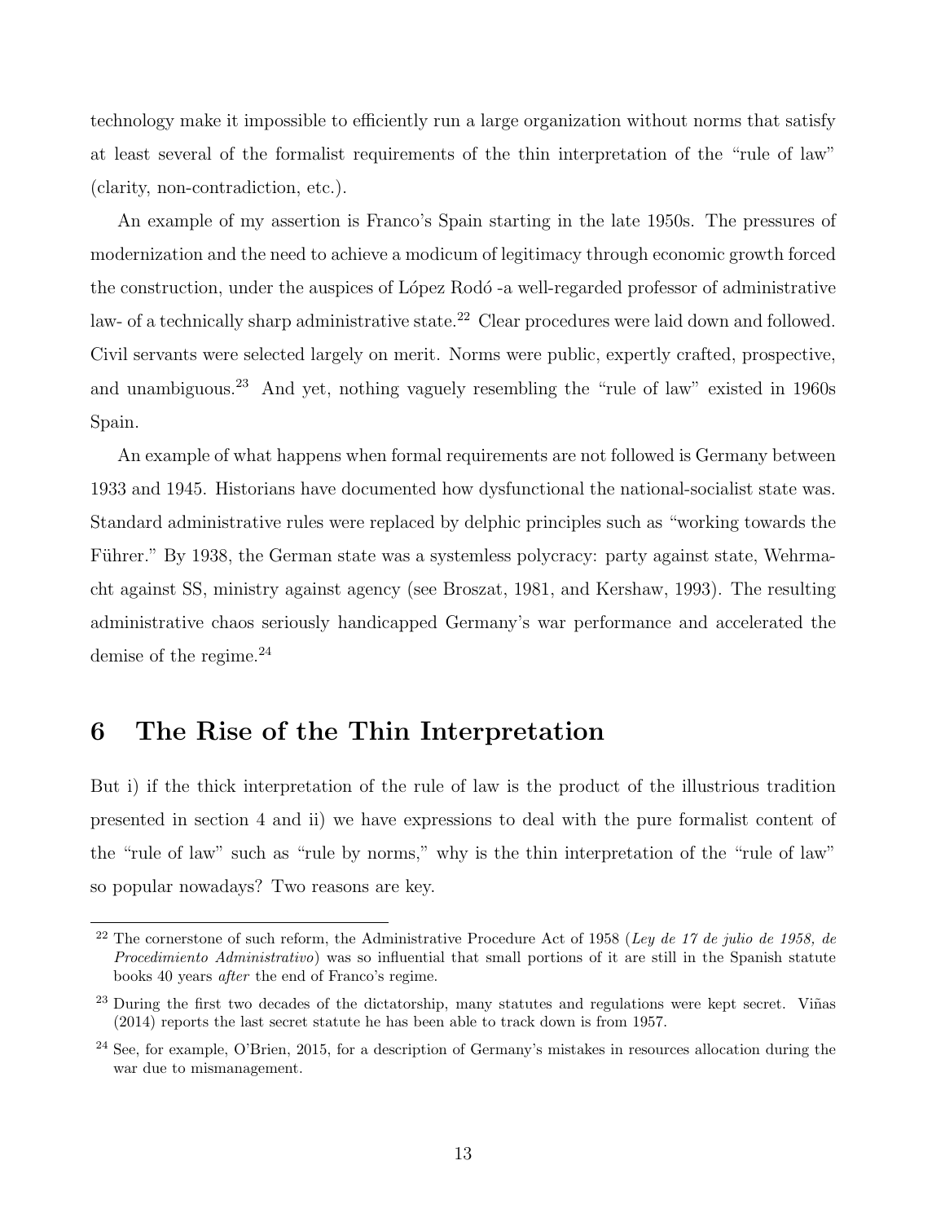technology make it impossible to efficiently run a large organization without norms that satisfy at least several of the formalist requirements of the thin interpretation of the "rule of law" (clarity, non-contradiction, etc.).

An example of my assertion is Franco's Spain starting in the late 1950s. The pressures of modernization and the need to achieve a modicum of legitimacy through economic growth forced the construction, under the auspices of López Rodó -a well-regarded professor of administrative law- of a technically sharp administrative state.[22] Clear procedures were laid down and followed. Civil servants were selected largely on merit. Norms were public, expertly crafted, prospective, and unambiguous.[23] And yet, nothing vaguely resembling the "rule of law" existed in 1960s Spain.

An example of what happens when formal requirements are not followed is Germany between 1933 and 1945. Historians have documented how dysfunctional the national-socialist state was. Standard administrative rules were replaced by delphic principles such as "working towards the Führer." By 1938, the German state was a systemless polycracy: party against state, Wehrmacht against SS, ministry against agency (see Broszat, 1981, and Kershaw, 1993). The resulting administrative chaos seriously handicapped Germany's war performance and accelerated the demise of the regime.[24]

## 6 The Rise of the Thin Interpretation

But i) if the thick interpretation of the rule of law is the product of the illustrious tradition presented in section 4 and ii) we have expressions to deal with the pure formalist content of the "rule of law" such as "rule by norms," why is the thin interpretation of the "rule of law" so popular nowadays? Two reasons are key.

---

[22] The cornerstone of such reform, the Administrative Procedure Act of 1958 (*Ley de 17 de julio de 1958, de Procedimiento Administrativo*) was so influential that small portions of it are still in the Spanish statute books 40 years *after* the end of Franco's regime.

[23] During the first two decades of the dictatorship, many statutes and regulations were kept secret. Viñas (2014) reports the last secret statute he has been able to track down is from 1957.

[24] See, for example, O'Brien, 2015, for a description of Germany's mistakes in resources allocation during the war due to mismanagement.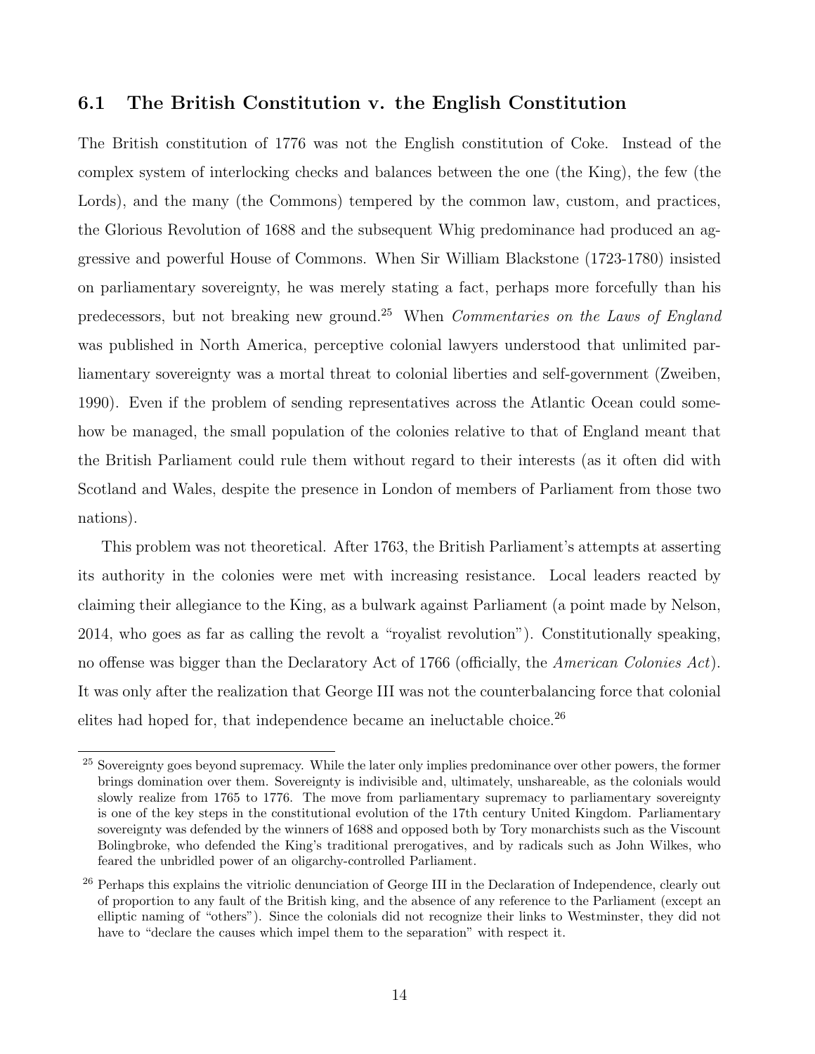## 6.1 The British Constitution v. the English Constitution

The British constitution of 1776 was not the English constitution of Coke. Instead of the complex system of interlocking checks and balances between the one (the King), the few (the Lords), and the many (the Commons) tempered by the common law, custom, and practices, the Glorious Revolution of 1688 and the subsequent Whig predominance had produced an aggressive and powerful House of Commons. When Sir William Blackstone (1723-1780) insisted on parliamentary sovereignty, he was merely stating a fact, perhaps more forcefully than his predecessors, but not breaking new ground.[25] When *Commentaries on the Laws of England* was published in North America, perceptive colonial lawyers understood that unlimited parliamentary sovereignty was a mortal threat to colonial liberties and self-government (Zweiben, 1990). Even if the problem of sending representatives across the Atlantic Ocean could somehow be managed, the small population of the colonies relative to that of England meant that the British Parliament could rule them without regard to their interests (as it often did with Scotland and Wales, despite the presence in London of members of Parliament from those two nations).

This problem was not theoretical. After 1763, the British Parliament's attempts at asserting its authority in the colonies were met with increasing resistance. Local leaders reacted by claiming their allegiance to the King, as a bulwark against Parliament (a point made by Nelson, 2014, who goes as far as calling the revolt a "royalist revolution"). Constitutionally speaking, no offense was bigger than the Declaratory Act of 1766 (officially, the *American Colonies Act*). It was only after the realization that George III was not the counterbalancing force that colonial elites had hoped for, that independence became an ineluctable choice.[26]

[25] Sovereignty goes beyond supremacy. While the later only implies predominance over other powers, the former brings domination over them. Sovereignty is indivisible and, ultimately, unshareable, as the colonials would slowly realize from 1765 to 1776. The move from parliamentary supremacy to parliamentary sovereignty is one of the key steps in the constitutional evolution of the 17th century United Kingdom. Parliamentary sovereignty was defended by the winners of 1688 and opposed both by Tory monarchists such as the Viscount Bolingbroke, who defended the King's traditional prerogatives, and by radicals such as John Wilkes, who feared the unbridled power of an oligarchy-controlled Parliament.

[26] Perhaps this explains the vitriolic denunciation of George III in the Declaration of Independence, clearly out of proportion to any fault of the British king, and the absence of any reference to the Parliament (except an elliptic naming of "others"). Since the colonials did not recognize their links to Westminster, they did not have to "declare the causes which impel them to the separation" with respect it.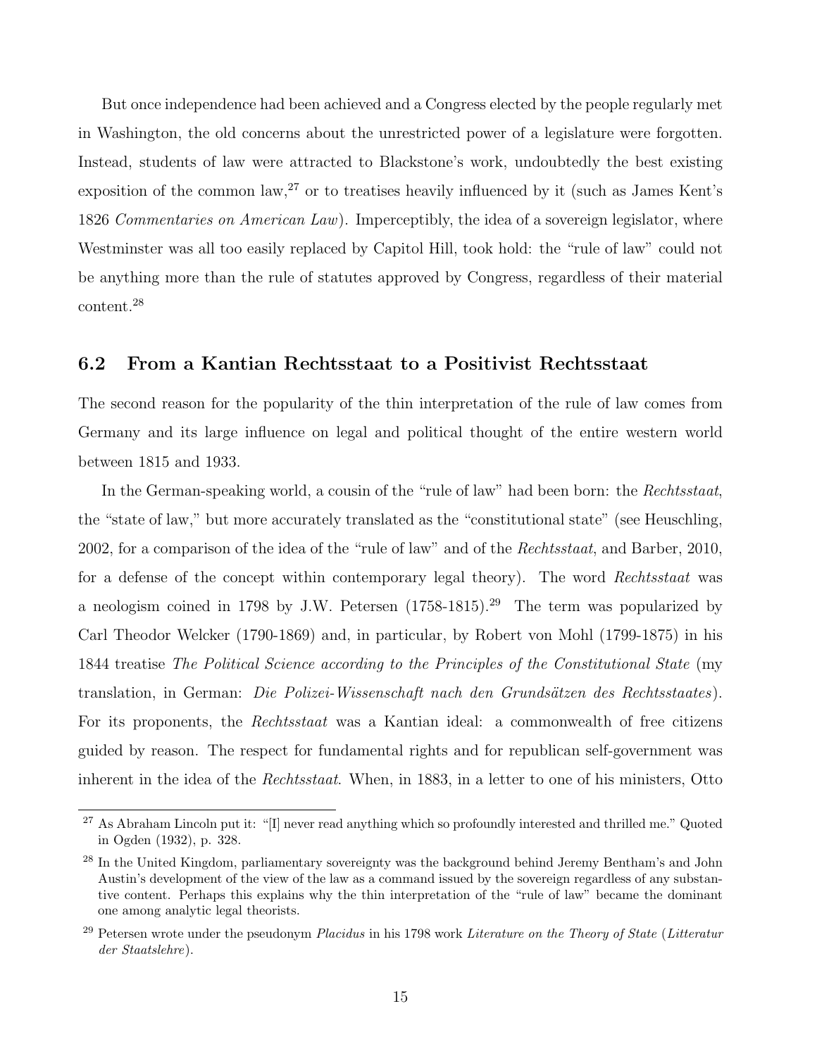But once independence had been achieved and a Congress elected by the people regularly met in Washington, the old concerns about the unrestricted power of a legislature were forgotten. Instead, students of law were attracted to Blackstone's work, undoubtedly the best existing exposition of the common law,[27] or to treatises heavily influenced by it (such as James Kent's 1826 *Commentaries on American Law*). Imperceptibly, the idea of a sovereign legislator, where Westminster was all too easily replaced by Capitol Hill, took hold: the "rule of law" could not be anything more than the rule of statutes approved by Congress, regardless of their material content.[28]

## 6.2 From a Kantian Rechtsstaat to a Positivist Rechtsstaat

The second reason for the popularity of the thin interpretation of the rule of law comes from Germany and its large influence on legal and political thought of the entire western world between 1815 and 1933.

In the German-speaking world, a cousin of the "rule of law" had been born: the *Rechtsstaat*, the "state of law," but more accurately translated as the "constitutional state" (see Heuschling, 2002, for a comparison of the idea of the "rule of law" and of the *Rechtsstaat*, and Barber, 2010, for a defense of the concept within contemporary legal theory). The word *Rechtsstaat* was a neologism coined in 1798 by J.W. Petersen (1758-1815).[29] The term was popularized by Carl Theodor Welcker (1790-1869) and, in particular, by Robert von Mohl (1799-1875) in his 1844 treatise *The Political Science according to the Principles of the Constitutional State* (my translation, in German: *Die Polizei-Wissenschaft nach den Grundsätzen des Rechtsstaates*). For its proponents, the *Rechtsstaat* was a Kantian ideal: a commonwealth of free citizens guided by reason. The respect for fundamental rights and for republican self-government was inherent in the idea of the *Rechtsstaat*. When, in 1883, in a letter to one of his ministers, Otto

---

[27] As Abraham Lincoln put it: "[I] never read anything which so profoundly interested and thrilled me." Quoted in Ogden (1932), p. 328.

[28] In the United Kingdom, parliamentary sovereignty was the background behind Jeremy Bentham's and John Austin's development of the view of the law as a command issued by the sovereign regardless of any substantive content. Perhaps this explains why the thin interpretation of the "rule of law" became the dominant one among analytic legal theorists.

[29] Petersen wrote under the pseudonym *Placidus* in his 1798 work *Literature on the Theory of State* (*Litteratur der Staatslehre*).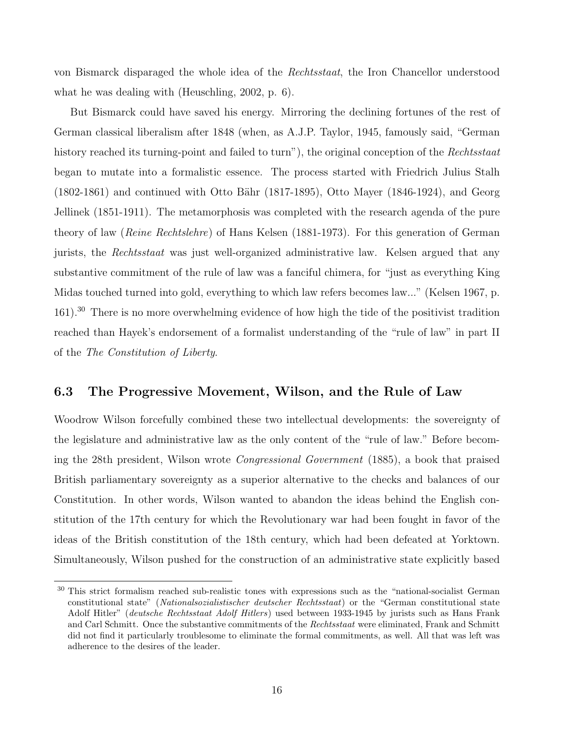von Bismarck disparaged the whole idea of the *Rechtsstaat*, the Iron Chancellor understood what he was dealing with (Heuschling, 2002, p. 6).

But Bismarck could have saved his energy. Mirroring the declining fortunes of the rest of German classical liberalism after 1848 (when, as A.J.P. Taylor, 1945, famously said, "German history reached its turning-point and failed to turn"), the original conception of the *Rechtsstaat* began to mutate into a formalistic essence. The process started with Friedrich Julius Stalh (1802-1861) and continued with Otto Bähr (1817-1895), Otto Mayer (1846-1924), and Georg Jellinek (1851-1911). The metamorphosis was completed with the research agenda of the pure theory of law (*Reine Rechtslehre*) of Hans Kelsen (1881-1973). For this generation of German jurists, the *Rechtsstaat* was just well-organized administrative law. Kelsen argued that any substantive commitment of the rule of law was a fanciful chimera, for "just as everything King Midas touched turned into gold, everything to which law refers becomes law..." (Kelsen 1967, p. 161).[30] There is no more overwhelming evidence of how high the tide of the positivist tradition reached than Hayek's endorsement of a formalist understanding of the "rule of law" in part II of the *The Constitution of Liberty*.

### 6.3 The Progressive Movement, Wilson, and the Rule of Law

Woodrow Wilson forcefully combined these two intellectual developments: the sovereignty of the legislature and administrative law as the only content of the "rule of law." Before becoming the 28th president, Wilson wrote *Congressional Government* (1885), a book that praised British parliamentary sovereignty as a superior alternative to the checks and balances of our Constitution. In other words, Wilson wanted to abandon the ideas behind the English constitution of the 17th century for which the Revolutionary war had been fought in favor of the ideas of the British constitution of the 18th century, which had been defeated at Yorktown. Simultaneously, Wilson pushed for the construction of an administrative state explicitly based

[30] This strict formalism reached sub-realistic tones with expressions such as the "national-socialist German constitutional state" (*Nationalsozialistischer deutscher Rechtsstaat*) or the "German constitutional state Adolf Hitler" (*deutsche Rechtsstaat Adolf Hitlers*) used between 1933-1945 by jurists such as Hans Frank and Carl Schmitt. Once the substantive commitments of the *Rechtsstaat* were eliminated, Frank and Schmitt did not find it particularly troublesome to eliminate the formal commitments, as well. All that was left was adherence to the desires of the leader.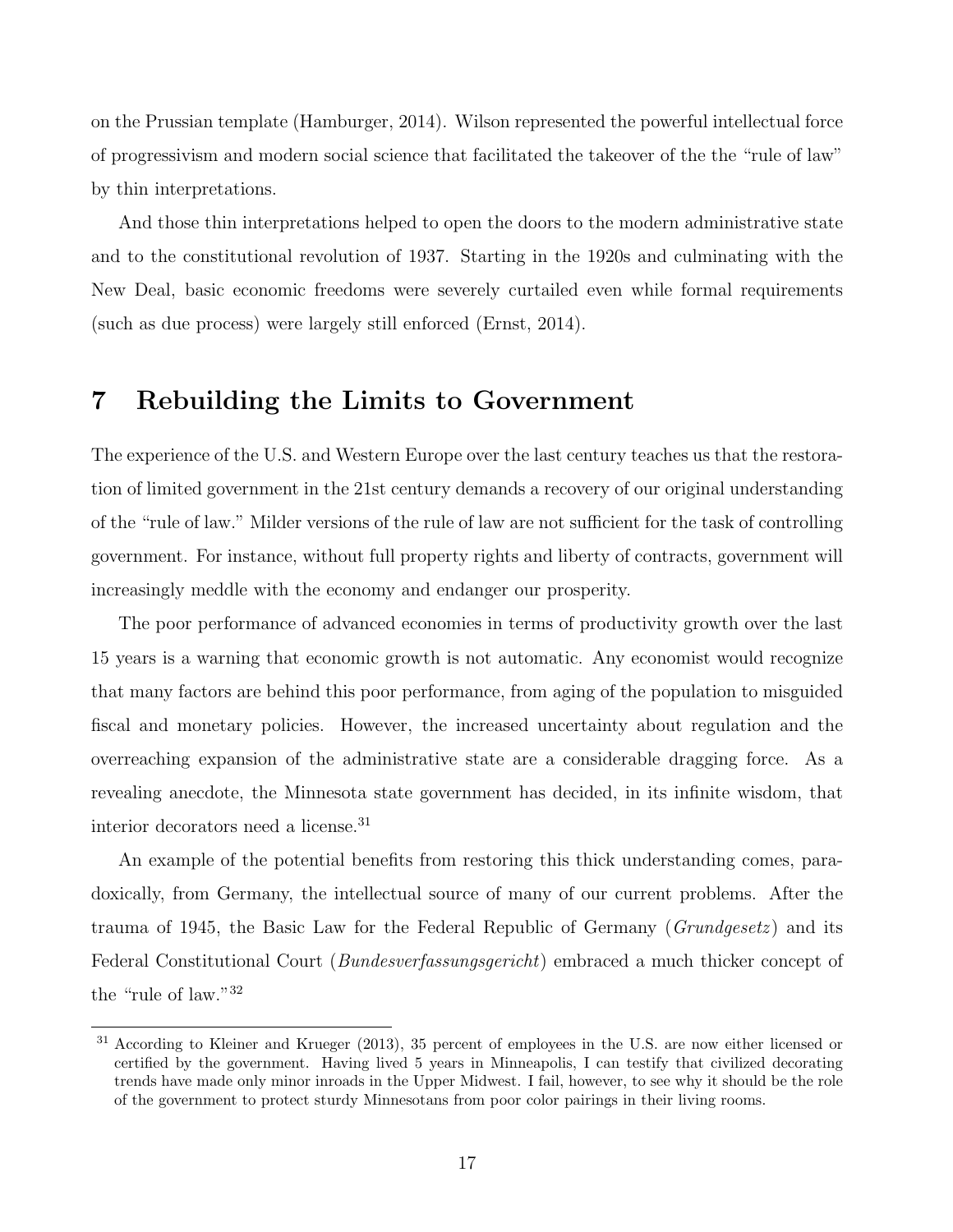on the Prussian template (Hamburger, 2014). Wilson represented the powerful intellectual force of progressivism and modern social science that facilitated the takeover of the the "rule of law" by thin interpretations.

And those thin interpretations helped to open the doors to the modern administrative state and to the constitutional revolution of 1937. Starting in the 1920s and culminating with the New Deal, basic economic freedoms were severely curtailed even while formal requirements (such as due process) were largely still enforced (Ernst, 2014).

# 7 Rebuilding the Limits to Government

The experience of the U.S. and Western Europe over the last century teaches us that the restoration of limited government in the 21st century demands a recovery of our original understanding of the "rule of law." Milder versions of the rule of law are not sufficient for the task of controlling government. For instance, without full property rights and liberty of contracts, government will increasingly meddle with the economy and endanger our prosperity.

The poor performance of advanced economies in terms of productivity growth over the last 15 years is a warning that economic growth is not automatic. Any economist would recognize that many factors are behind this poor performance, from aging of the population to misguided fiscal and monetary policies. However, the increased uncertainty about regulation and the overreaching expansion of the administrative state are a considerable dragging force. As a revealing anecdote, the Minnesota state government has decided, in its infinite wisdom, that interior decorators need a license.[31]

An example of the potential benefits from restoring this thick understanding comes, paradoxically, from Germany, the intellectual source of many of our current problems. After the trauma of 1945, the Basic Law for the Federal Republic of Germany (*Grundgesetz*) and its Federal Constitutional Court (*Bundesverfassungsgericht*) embraced a much thicker concept of the "rule of law."[32]

[31] According to Kleiner and Krueger (2013), 35 percent of employees in the U.S. are now either licensed or certified by the government. Having lived 5 years in Minneapolis, I can testify that civilized decorating trends have made only minor inroads in the Upper Midwest. I fail, however, to see why it should be the role of the government to protect sturdy Minnesotans from poor color pairings in their living rooms.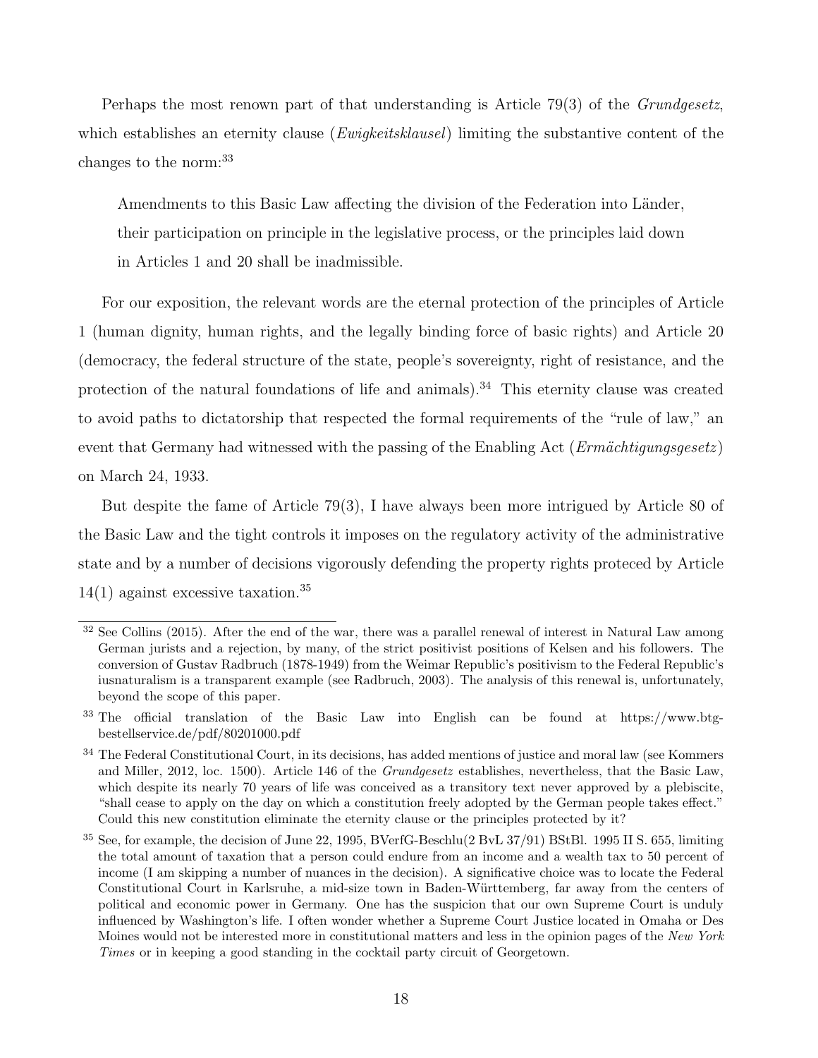Perhaps the most renown part of that understanding is Article 79(3) of the *Grundgesetz*, which establishes an eternity clause (*Ewigkeitsklausel*) limiting the substantive content of the changes to the norm:[33]

> Amendments to this Basic Law affecting the division of the Federation into Länder, their participation on principle in the legislative process, or the principles laid down in Articles 1 and 20 shall be inadmissible.

For our exposition, the relevant words are the eternal protection of the principles of Article 1 (human dignity, human rights, and the legally binding force of basic rights) and Article 20 (democracy, the federal structure of the state, people's sovereignty, right of resistance, and the protection of the natural foundations of life and animals).[34] This eternity clause was created to avoid paths to dictatorship that respected the formal requirements of the "rule of law," an event that Germany had witnessed with the passing of the Enabling Act (*Ermächtigungsgesetz*) on March 24, 1933.

But despite the fame of Article 79(3), I have always been more intrigued by Article 80 of the Basic Law and the tight controls it imposes on the regulatory activity of the administrative state and by a number of decisions vigorously defending the property rights proteced by Article 14(1) against excessive taxation.[35]

---

[32] See Collins (2015). After the end of the war, there was a parallel renewal of interest in Natural Law among German jurists and a rejection, by many, of the strict positivist positions of Kelsen and his followers. The conversion of Gustav Radbruch (1878-1949) from the Weimar Republic's positivism to the Federal Republic's iusnaturalism is a transparent example (see Radbruch, 2003). The analysis of this renewal is, unfortunately, beyond the scope of this paper.

[33] The official translation of the Basic Law into English can be found at https://www.btg-bestellservice.de/pdf/80201000.pdf

[34] The Federal Constitutional Court, in its decisions, has added mentions of justice and moral law (see Kommers and Miller, 2012, loc. 1500). Article 146 of the *Grundgesetz* establishes, nevertheless, that the Basic Law, which despite its nearly 70 years of life was conceived as a transitory text never approved by a plebiscite, "shall cease to apply on the day on which a constitution freely adopted by the German people takes effect." Could this new constitution eliminate the eternity clause or the principles protected by it?

[35] See, for example, the decision of June 22, 1995, BVerfG-Beschlu(2 BvL 37/91) BStBl. 1995 II S. 655, limiting the total amount of taxation that a person could endure from an income and a wealth tax to 50 percent of income (I am skipping a number of nuances in the decision). A significative choice was to locate the Federal Constitutional Court in Karlsruhe, a mid-size town in Baden-Württemberg, far away from the centers of political and economic power in Germany. One has the suspicion that our own Supreme Court is unduly influenced by Washington's life. I often wonder whether a Supreme Court Justice located in Omaha or Des Moines would not be interested more in constitutional matters and less in the opinion pages of the *New York Times* or in keeping a good standing in the cocktail party circuit of Georgetown.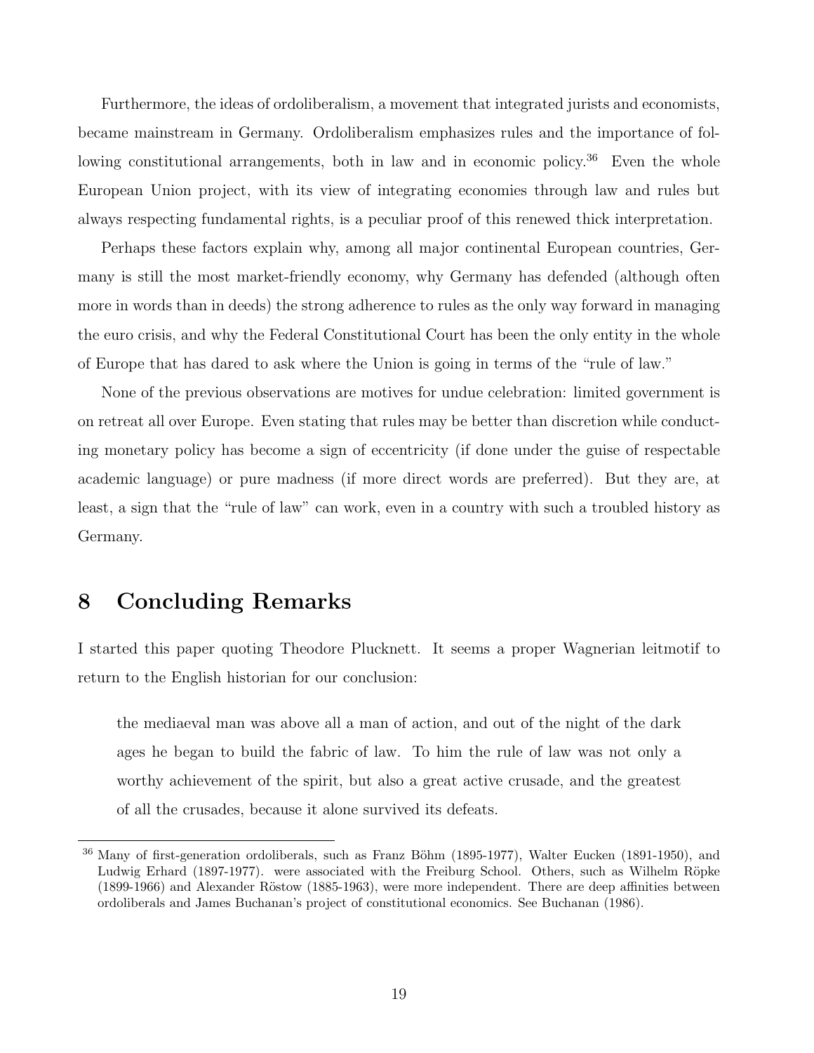Furthermore, the ideas of ordoliberalism, a movement that integrated jurists and economists, became mainstream in Germany. Ordoliberalism emphasizes rules and the importance of following constitutional arrangements, both in law and in economic policy.[36] Even the whole European Union project, with its view of integrating economies through law and rules but always respecting fundamental rights, is a peculiar proof of this renewed thick interpretation.

Perhaps these factors explain why, among all major continental European countries, Germany is still the most market-friendly economy, why Germany has defended (although often more in words than in deeds) the strong adherence to rules as the only way forward in managing the euro crisis, and why the Federal Constitutional Court has been the only entity in the whole of Europe that has dared to ask where the Union is going in terms of the "rule of law."

None of the previous observations are motives for undue celebration: limited government is on retreat all over Europe. Even stating that rules may be better than discretion while conducting monetary policy has become a sign of eccentricity (if done under the guise of respectable academic language) or pure madness (if more direct words are preferred). But they are, at least, a sign that the "rule of law" can work, even in a country with such a troubled history as Germany.

# 8 Concluding Remarks

I started this paper quoting Theodore Plucknett. It seems a proper Wagnerian leitmotif to return to the English historian for our conclusion:

> the mediaeval man was above all a man of action, and out of the night of the dark ages he began to build the fabric of law. To him the rule of law was not only a worthy achievement of the spirit, but also a great active crusade, and the greatest of all the crusades, because it alone survived its defeats.

[36] Many of first-generation ordoliberals, such as Franz Böhm (1895-1977), Walter Eucken (1891-1950), and Ludwig Erhard (1897-1977). were associated with the Freiburg School. Others, such as Wilhelm Röpke (1899-1966) and Alexander Röstow (1885-1963), were more independent. There are deep affinities between ordoliberals and James Buchanan's project of constitutional economics. See Buchanan (1986).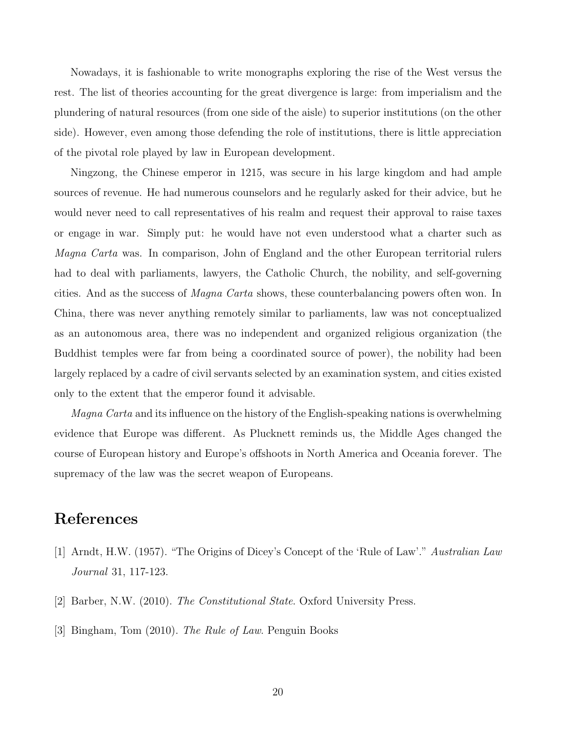Nowadays, it is fashionable to write monographs exploring the rise of the West versus the rest. The list of theories accounting for the great divergence is large: from imperialism and the plundering of natural resources (from one side of the aisle) to superior institutions (on the other side). However, even among those defending the role of institutions, there is little appreciation of the pivotal role played by law in European development.

Ningzong, the Chinese emperor in 1215, was secure in his large kingdom and had ample sources of revenue. He had numerous counselors and he regularly asked for their advice, but he would never need to call representatives of his realm and request their approval to raise taxes or engage in war. Simply put: he would have not even understood what a charter such as *Magna Carta* was. In comparison, John of England and the other European territorial rulers had to deal with parliaments, lawyers, the Catholic Church, the nobility, and self-governing cities. And as the success of *Magna Carta* shows, these counterbalancing powers often won. In China, there was never anything remotely similar to parliaments, law was not conceptualized as an autonomous area, there was no independent and organized religious organization (the Buddhist temples were far from being a coordinated source of power), the nobility had been largely replaced by a cadre of civil servants selected by an examination system, and cities existed only to the extent that the emperor found it advisable.

*Magna Carta* and its influence on the history of the English-speaking nations is overwhelming evidence that Europe was different. As Plucknett reminds us, the Middle Ages changed the course of European history and Europe's offshoots in North America and Oceania forever. The supremacy of the law was the secret weapon of Europeans.

# References

[1] Arndt, H.W. (1957). "The Origins of Dicey's Concept of the 'Rule of Law'." *Australian Law Journal* 31, 117-123.

[2] Barber, N.W. (2010). *The Constitutional State*. Oxford University Press.

[3] Bingham, Tom (2010). *The Rule of Law*. Penguin Books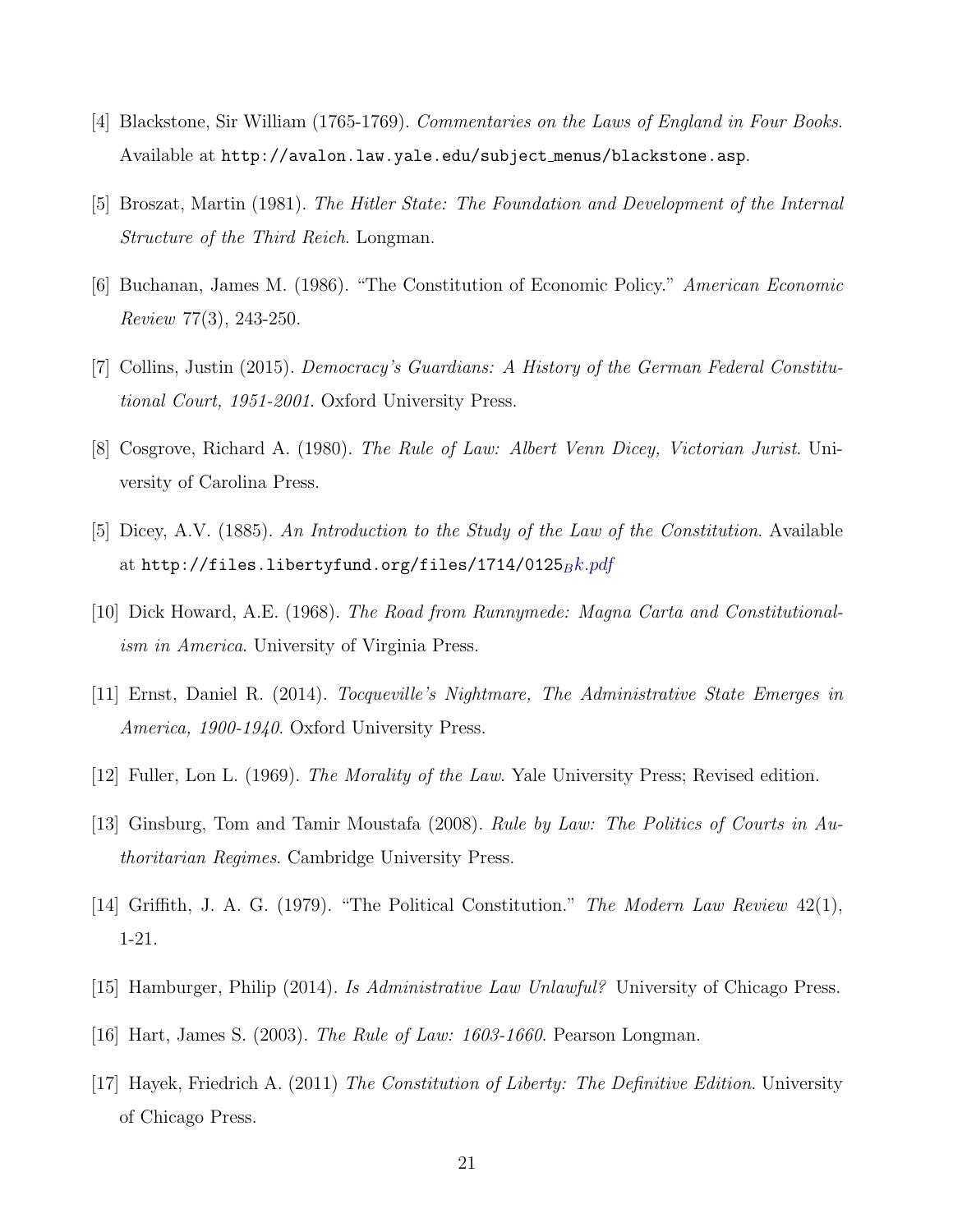[4] Blackstone, Sir William (1765-1769). *Commentaries on the Laws of England in Four Books*. Available at http://avalon.law.yale.edu/subject_menus/blackstone.asp.

[5] Broszat, Martin (1981). *The Hitler State: The Foundation and Development of the Internal Structure of the Third Reich*. Longman.

[6] Buchanan, James M. (1986). "The Constitution of Economic Policy." *American Economic Review* 77(3), 243-250.

[7] Collins, Justin (2015). *Democracy's Guardians: A History of the German Federal Constitutional Court, 1951-2001*. Oxford University Press.

[8] Cosgrove, Richard A. (1980). *The Rule of Law: Albert Venn Dicey, Victorian Jurist*. University of Carolina Press.

[5] Dicey, A.V. (1885). *An Introduction to the Study of the Law of the Constitution*. Available at http://files.libertyfund.org/files/1714/0125$_{B}$*k.pdf*

[10] Dick Howard, A.E. (1968). *The Road from Runnymede: Magna Carta and Constitutionalism in America*. University of Virginia Press.

[11] Ernst, Daniel R. (2014). *Tocqueville's Nightmare, The Administrative State Emerges in America, 1900-1940*. Oxford University Press.

[12] Fuller, Lon L. (1969). *The Morality of the Law*. Yale University Press; Revised edition.

[13] Ginsburg, Tom and Tamir Moustafa (2008). *Rule by Law: The Politics of Courts in Authoritarian Regimes*. Cambridge University Press.

[14] Griffith, J. A. G. (1979). "The Political Constitution." *The Modern Law Review* 42(1), 1-21.

[15] Hamburger, Philip (2014). *Is Administrative Law Unlawful?* University of Chicago Press.

[16] Hart, James S. (2003). *The Rule of Law: 1603-1660*. Pearson Longman.

[17] Hayek, Friedrich A. (2011) *The Constitution of Liberty: The Definitive Edition*. University of Chicago Press.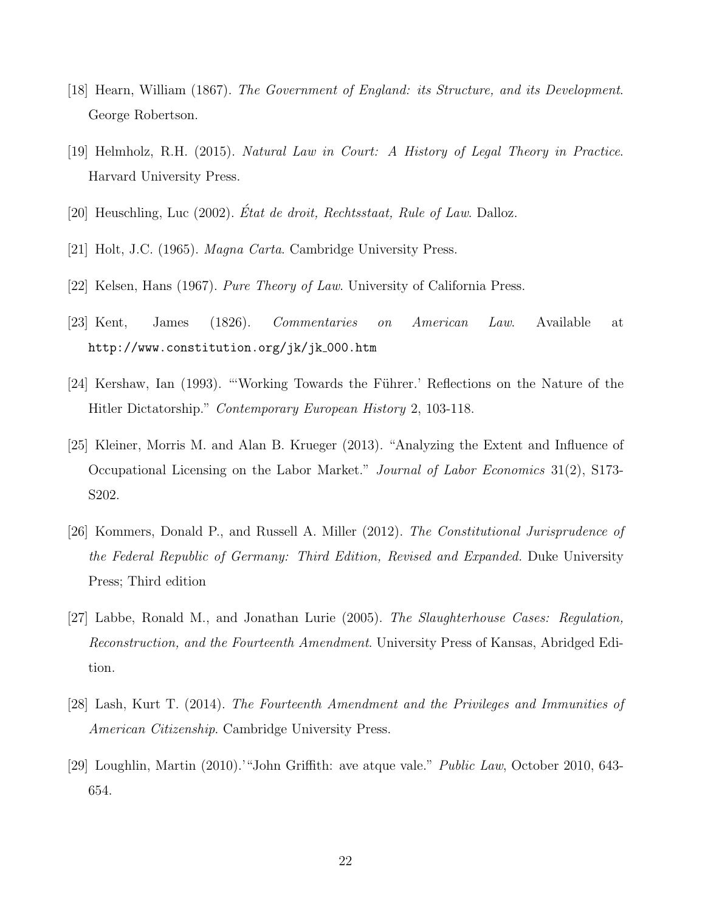[18] Hearn, William (1867). *The Government of England: its Structure, and its Development*. George Robertson.

[19] Helmholz, R.H. (2015). *Natural Law in Court: A History of Legal Theory in Practice*. Harvard University Press.

[20] Heuschling, Luc (2002). *État de droit, Rechtsstaat, Rule of Law*. Dalloz.

[21] Holt, J.C. (1965). *Magna Carta*. Cambridge University Press.

[22] Kelsen, Hans (1967). *Pure Theory of Law*. University of California Press.

[23] Kent, James (1826). *Commentaries on American Law*. Available at http://www.constitution.org/jk/jk_000.htm

[24] Kershaw, Ian (1993). "'Working Towards the Führer.' Reflections on the Nature of the Hitler Dictatorship." *Contemporary European History* 2, 103-118.

[25] Kleiner, Morris M. and Alan B. Krueger (2013). "Analyzing the Extent and Influence of Occupational Licensing on the Labor Market." *Journal of Labor Economics* 31(2), S173-S202.

[26] Kommers, Donald P., and Russell A. Miller (2012). *The Constitutional Jurisprudence of the Federal Republic of Germany: Third Edition, Revised and Expanded.* Duke University Press; Third edition

[27] Labbe, Ronald M., and Jonathan Lurie (2005). *The Slaughterhouse Cases: Regulation, Reconstruction, and the Fourteenth Amendment*. University Press of Kansas, Abridged Edition.

[28] Lash, Kurt T. (2014). *The Fourteenth Amendment and the Privileges and Immunities of American Citizenship*. Cambridge University Press.

[29] Loughlin, Martin (2010).'"John Griffith: ave atque vale." *Public Law*, October 2010, 643-654.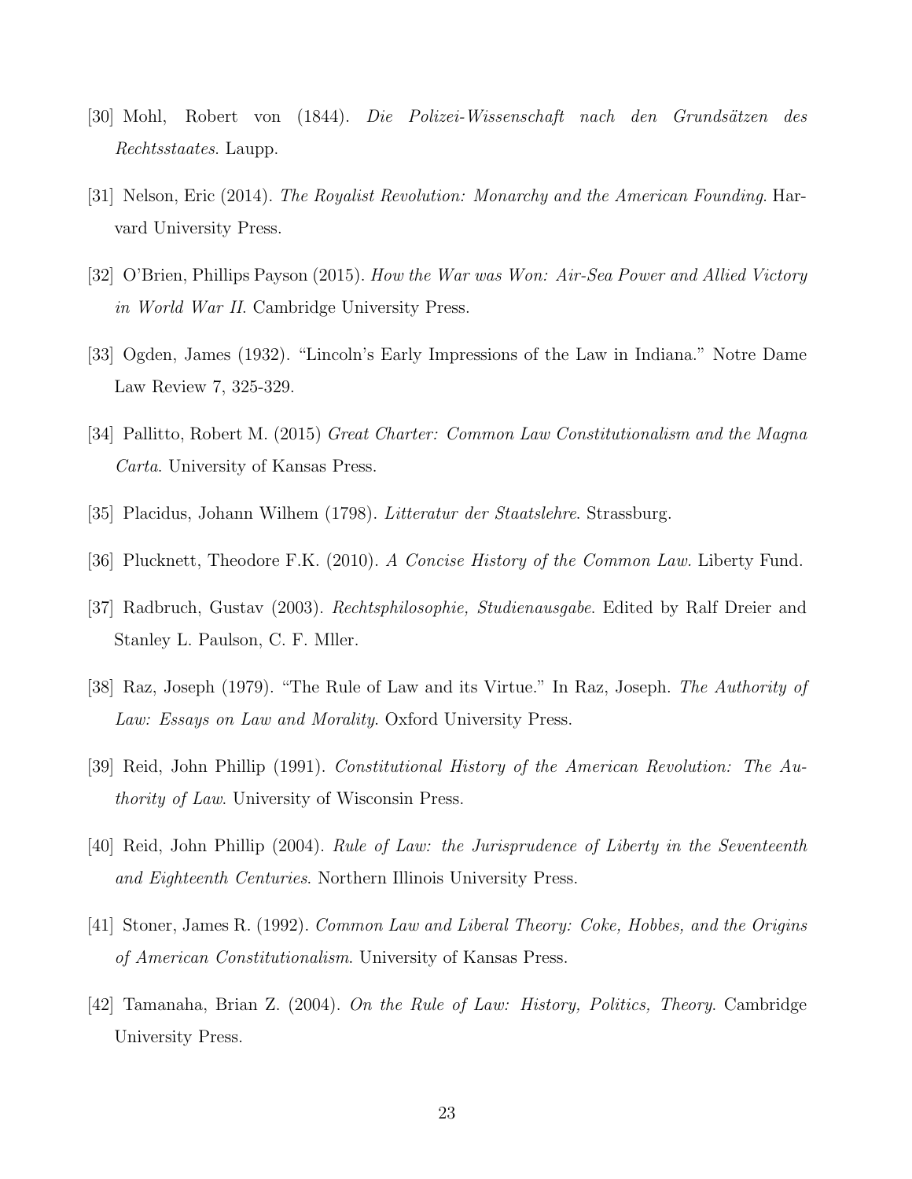[30] Mohl, Robert von (1844). *Die Polizei-Wissenschaft nach den Grundsätzen des Rechtsstaates*. Laupp.

[31] Nelson, Eric (2014). *The Royalist Revolution: Monarchy and the American Founding*. Harvard University Press.

[32] O'Brien, Phillips Payson (2015). *How the War was Won: Air-Sea Power and Allied Victory in World War II*. Cambridge University Press.

[33] Ogden, James (1932). "Lincoln's Early Impressions of the Law in Indiana." Notre Dame Law Review 7, 325-329.

[34] Pallitto, Robert M. (2015) *Great Charter: Common Law Constitutionalism and the Magna Carta*. University of Kansas Press.

[35] Placidus, Johann Wilhem (1798). *Litteratur der Staatslehre*. Strassburg.

[36] Plucknett, Theodore F.K. (2010). *A Concise History of the Common Law*. Liberty Fund.

[37] Radbruch, Gustav (2003). *Rechtsphilosophie, Studienausgabe*. Edited by Ralf Dreier and Stanley L. Paulson, C. F. Mller.

[38] Raz, Joseph (1979). "The Rule of Law and its Virtue." In Raz, Joseph. *The Authority of Law: Essays on Law and Morality*. Oxford University Press.

[39] Reid, John Phillip (1991). *Constitutional History of the American Revolution: The Authority of Law*. University of Wisconsin Press.

[40] Reid, John Phillip (2004). *Rule of Law: the Jurisprudence of Liberty in the Seventeenth and Eighteenth Centuries*. Northern Illinois University Press.

[41] Stoner, James R. (1992). *Common Law and Liberal Theory: Coke, Hobbes, and the Origins of American Constitutionalism*. University of Kansas Press.

[42] Tamanaha, Brian Z. (2004). *On the Rule of Law: History, Politics, Theory*. Cambridge University Press.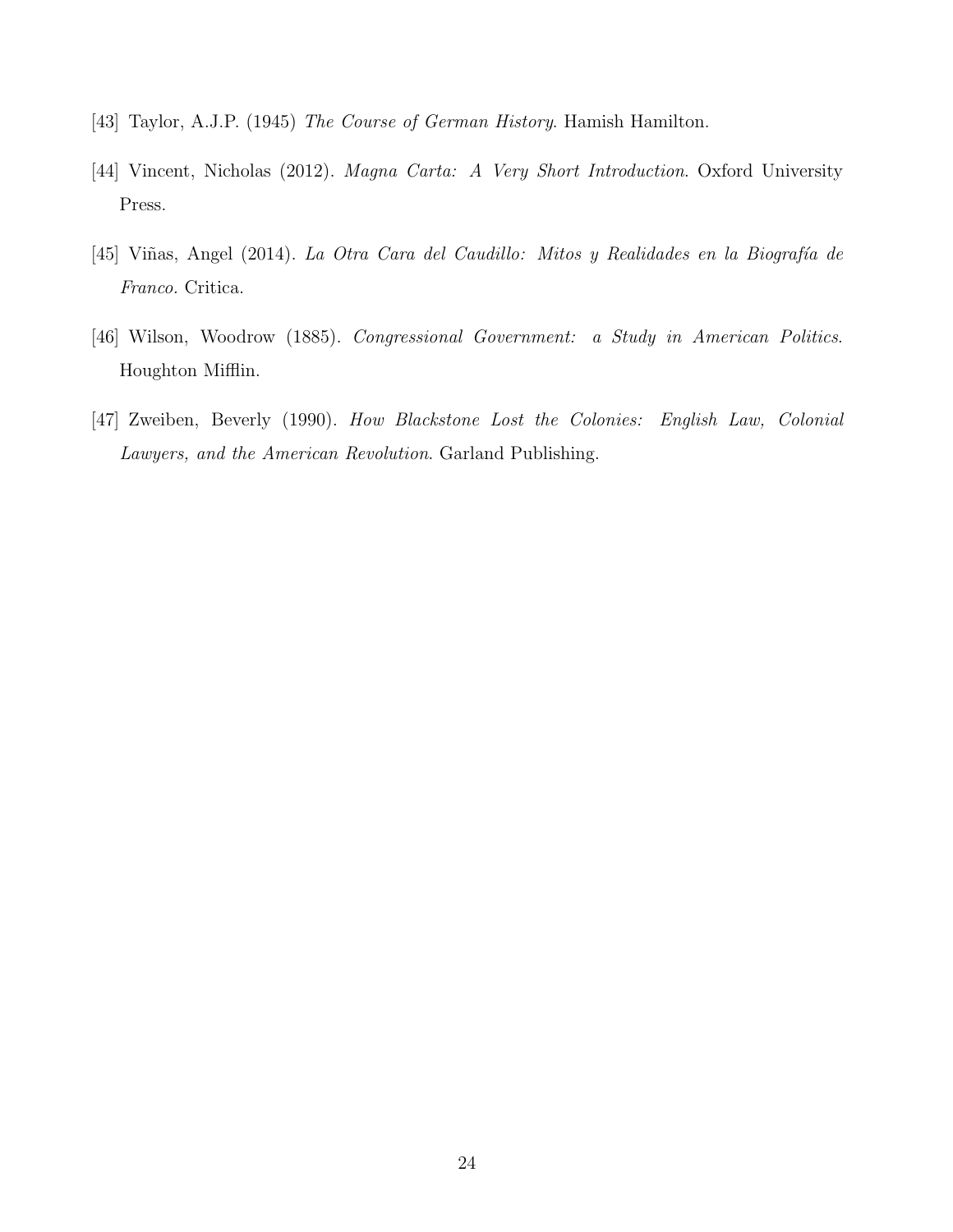[43] Taylor, A.J.P. (1945) *The Course of German History*. Hamish Hamilton.

[44] Vincent, Nicholas (2012). *Magna Carta: A Very Short Introduction*. Oxford University Press.

[45] Viñas, Angel (2014). *La Otra Cara del Caudillo: Mitos y Realidades en la Biografía de Franco*. Critica.

[46] Wilson, Woodrow (1885). *Congressional Government: a Study in American Politics*. Houghton Mifflin.

[47] Zweiben, Beverly (1990). *How Blackstone Lost the Colonies: English Law, Colonial Lawyers, and the American Revolution*. Garland Publishing.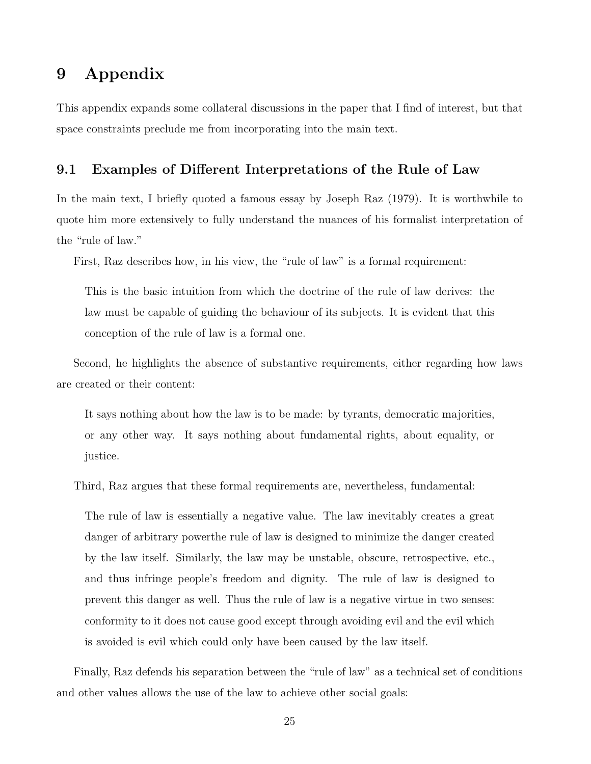# 9 Appendix

This appendix expands some collateral discussions in the paper that I find of interest, but that space constraints preclude me from incorporating into the main text.

## 9.1 Examples of Different Interpretations of the Rule of Law

In the main text, I briefly quoted a famous essay by Joseph Raz (1979). It is worthwhile to quote him more extensively to fully understand the nuances of his formalist interpretation of the "rule of law."

First, Raz describes how, in his view, the "rule of law" is a formal requirement:

> This is the basic intuition from which the doctrine of the rule of law derives: the law must be capable of guiding the behaviour of its subjects. It is evident that this conception of the rule of law is a formal one.

Second, he highlights the absence of substantive requirements, either regarding how laws are created or their content:

> It says nothing about how the law is to be made: by tyrants, democratic majorities, or any other way. It says nothing about fundamental rights, about equality, or justice.

Third, Raz argues that these formal requirements are, nevertheless, fundamental:

> The rule of law is essentially a negative value. The law inevitably creates a great danger of arbitrary powerthe rule of law is designed to minimize the danger created by the law itself. Similarly, the law may be unstable, obscure, retrospective, etc., and thus infringe people's freedom and dignity. The rule of law is designed to prevent this danger as well. Thus the rule of law is a negative virtue in two senses: conformity to it does not cause good except through avoiding evil and the evil which is avoided is evil which could only have been caused by the law itself.

Finally, Raz defends his separation between the "rule of law" as a technical set of conditions and other values allows the use of the law to achieve other social goals: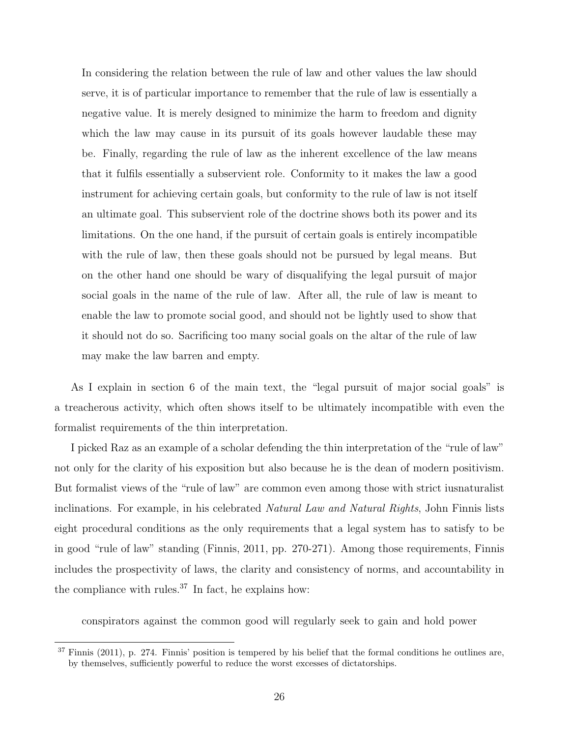> In considering the relation between the rule of law and other values the law should serve, it is of particular importance to remember that the rule of law is essentially a negative value. It is merely designed to minimize the harm to freedom and dignity which the law may cause in its pursuit of its goals however laudable these may be. Finally, regarding the rule of law as the inherent excellence of the law means that it fulfils essentially a subservient role. Conformity to it makes the law a good instrument for achieving certain goals, but conformity to the rule of law is not itself an ultimate goal. This subservient role of the doctrine shows both its power and its limitations. On the one hand, if the pursuit of certain goals is entirely incompatible with the rule of law, then these goals should not be pursued by legal means. But on the other hand one should be wary of disqualifying the legal pursuit of major social goals in the name of the rule of law. After all, the rule of law is meant to enable the law to promote social good, and should not be lightly used to show that it should not do so. Sacrificing too many social goals on the altar of the rule of law may make the law barren and empty.

As I explain in section 6 of the main text, the "legal pursuit of major social goals" is a treacherous activity, which often shows itself to be ultimately incompatible with even the formalist requirements of the thin interpretation.

I picked Raz as an example of a scholar defending the thin interpretation of the "rule of law" not only for the clarity of his exposition but also because he is the dean of modern positivism. But formalist views of the "rule of law" are common even among those with strict iusnaturalist inclinations. For example, in his celebrated *Natural Law and Natural Rights*, John Finnis lists eight procedural conditions as the only requirements that a legal system has to satisfy to be in good "rule of law" standing (Finnis, 2011, pp. 270-271). Among those requirements, Finnis includes the prospectivity of laws, the clarity and consistency of norms, and accountability in the compliance with rules.[37] In fact, he explains how:

> conspirators against the common good will regularly seek to gain and hold power

[37] Finnis (2011), p. 274. Finnis' position is tempered by his belief that the formal conditions he outlines are, by themselves, sufficiently powerful to reduce the worst excesses of dictatorships.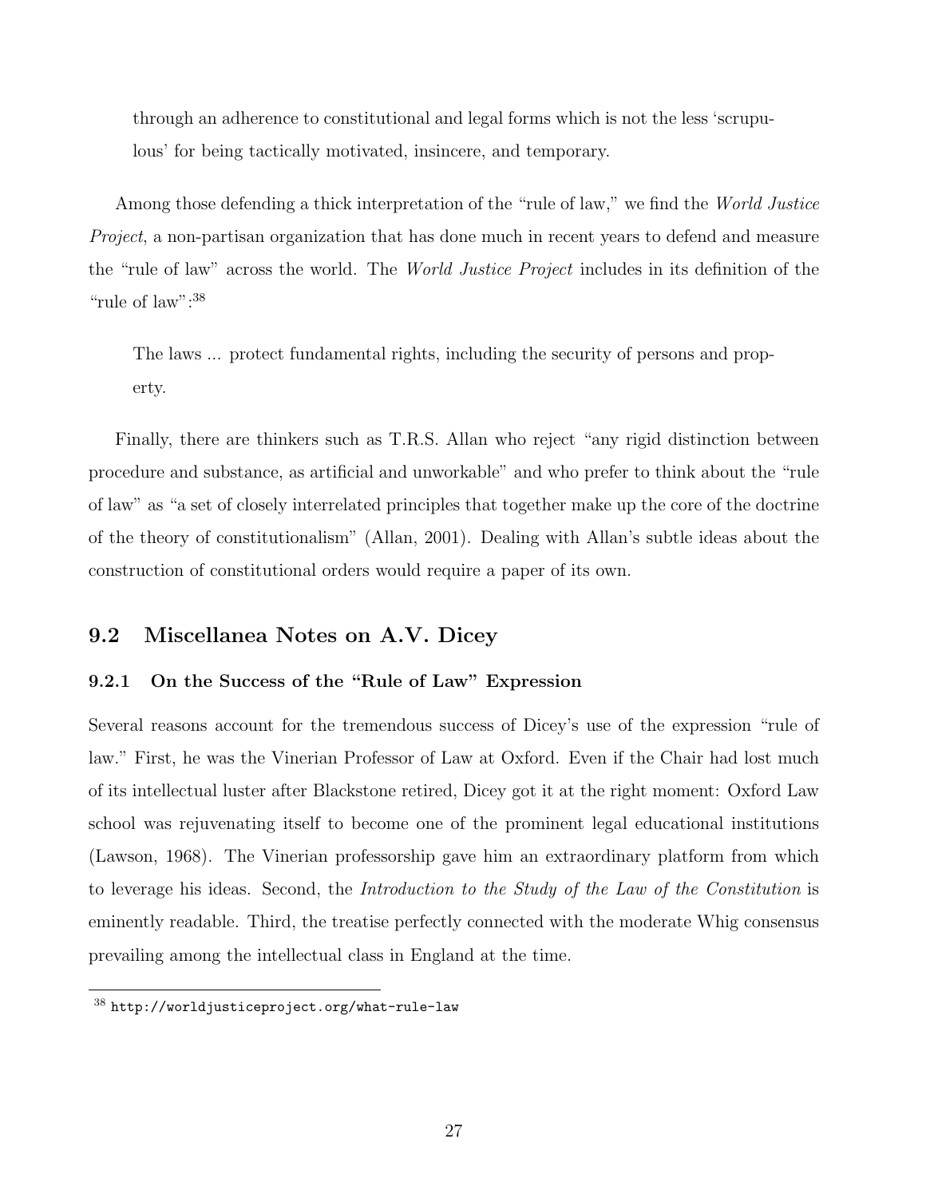> through an adherence to constitutional and legal forms which is not the less 'scrupulous' for being tactically motivated, insincere, and temporary.

Among those defending a thick interpretation of the "rule of law," we find the *World Justice Project*, a non-partisan organization that has done much in recent years to defend and measure the "rule of law" across the world. The *World Justice Project* includes in its definition of the "rule of law":[38]

> The laws ... protect fundamental rights, including the security of persons and property.

Finally, there are thinkers such as T.R.S. Allan who reject "any rigid distinction between procedure and substance, as artificial and unworkable" and who prefer to think about the "rule of law" as "a set of closely interrelated principles that together make up the core of the doctrine of the theory of constitutionalism" (Allan, 2001). Dealing with Allan's subtle ideas about the construction of constitutional orders would require a paper of its own.

## 9.2 Miscellanea Notes on A.V. Dicey

### 9.2.1 On the Success of the "Rule of Law" Expression

Several reasons account for the tremendous success of Dicey's use of the expression "rule of law." First, he was the Vinerian Professor of Law at Oxford. Even if the Chair had lost much of its intellectual luster after Blackstone retired, Dicey got it at the right moment: Oxford Law school was rejuvenating itself to become one of the prominent legal educational institutions (Lawson, 1968). The Vinerian professorship gave him an extraordinary platform from which to leverage his ideas. Second, the *Introduction to the Study of the Law of the Constitution* is eminently readable. Third, the treatise perfectly connected with the moderate Whig consensus prevailing among the intellectual class in England at the time.

[38] `http://worldjusticeproject.org/what-rule-law`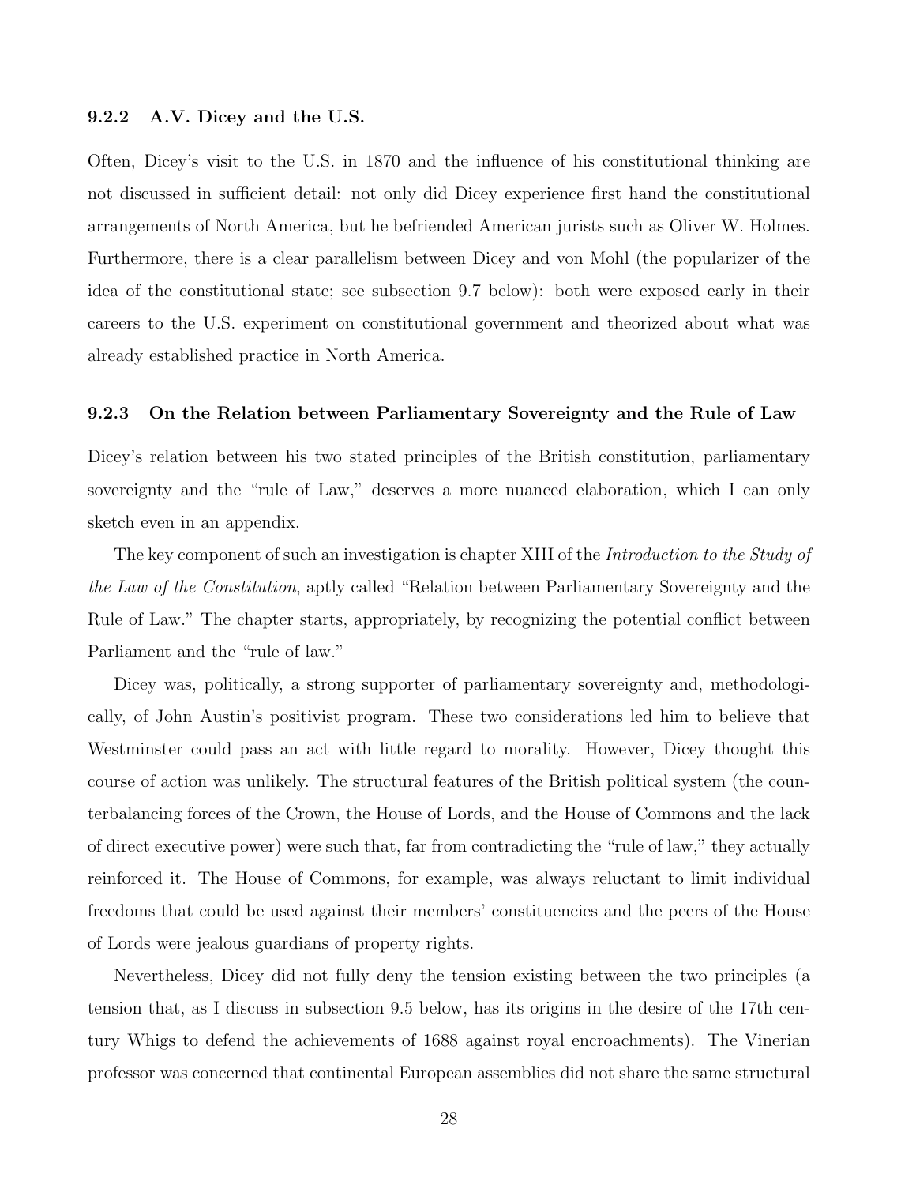### 9.2.2 A.V. Dicey and the U.S.

Often, Dicey's visit to the U.S. in 1870 and the influence of his constitutional thinking are not discussed in sufficient detail: not only did Dicey experience first hand the constitutional arrangements of North America, but he befriended American jurists such as Oliver W. Holmes. Furthermore, there is a clear parallelism between Dicey and von Mohl (the popularizer of the idea of the constitutional state; see subsection 9.7 below): both were exposed early in their careers to the U.S. experiment on constitutional government and theorized about what was already established practice in North America.

### 9.2.3 On the Relation between Parliamentary Sovereignty and the Rule of Law

Dicey's relation between his two stated principles of the British constitution, parliamentary sovereignty and the "rule of Law," deserves a more nuanced elaboration, which I can only sketch even in an appendix.

The key component of such an investigation is chapter XIII of the *Introduction to the Study of the Law of the Constitution*, aptly called "Relation between Parliamentary Sovereignty and the Rule of Law." The chapter starts, appropriately, by recognizing the potential conflict between Parliament and the "rule of law."

Dicey was, politically, a strong supporter of parliamentary sovereignty and, methodologically, of John Austin's positivist program. These two considerations led him to believe that Westminster could pass an act with little regard to morality. However, Dicey thought this course of action was unlikely. The structural features of the British political system (the counterbalancing forces of the Crown, the House of Lords, and the House of Commons and the lack of direct executive power) were such that, far from contradicting the "rule of law," they actually reinforced it. The House of Commons, for example, was always reluctant to limit individual freedoms that could be used against their members' constituencies and the peers of the House of Lords were jealous guardians of property rights.

Nevertheless, Dicey did not fully deny the tension existing between the two principles (a tension that, as I discuss in subsection 9.5 below, has its origins in the desire of the 17th century Whigs to defend the achievements of 1688 against royal encroachments). The Vinerian professor was concerned that continental European assemblies did not share the same structural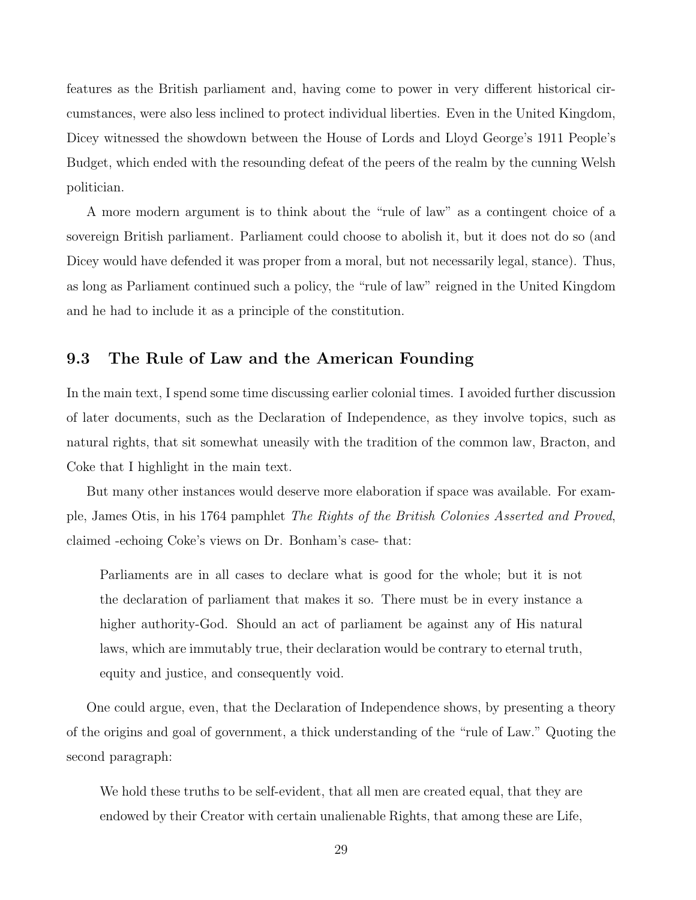features as the British parliament and, having come to power in very different historical circumstances, were also less inclined to protect individual liberties. Even in the United Kingdom, Dicey witnessed the showdown between the House of Lords and Lloyd George's 1911 People's Budget, which ended with the resounding defeat of the peers of the realm by the cunning Welsh politician.

A more modern argument is to think about the "rule of law" as a contingent choice of a sovereign British parliament. Parliament could choose to abolish it, but it does not do so (and Dicey would have defended it was proper from a moral, but not necessarily legal, stance). Thus, as long as Parliament continued such a policy, the "rule of law" reigned in the United Kingdom and he had to include it as a principle of the constitution.

## 9.3 The Rule of Law and the American Founding

In the main text, I spend some time discussing earlier colonial times. I avoided further discussion of later documents, such as the Declaration of Independence, as they involve topics, such as natural rights, that sit somewhat uneasily with the tradition of the common law, Bracton, and Coke that I highlight in the main text.

But many other instances would deserve more elaboration if space was available. For example, James Otis, in his 1764 pamphlet *The Rights of the British Colonies Asserted and Proved*, claimed -echoing Coke's views on Dr. Bonham's case- that:

> Parliaments are in all cases to declare what is good for the whole; but it is not the declaration of parliament that makes it so. There must be in every instance a higher authority-God. Should an act of parliament be against any of His natural laws, which are immutably true, their declaration would be contrary to eternal truth, equity and justice, and consequently void.

One could argue, even, that the Declaration of Independence shows, by presenting a theory of the origins and goal of government, a thick understanding of the "rule of Law." Quoting the second paragraph:

> We hold these truths to be self-evident, that all men are created equal, that they are endowed by their Creator with certain unalienable Rights, that among these are Life,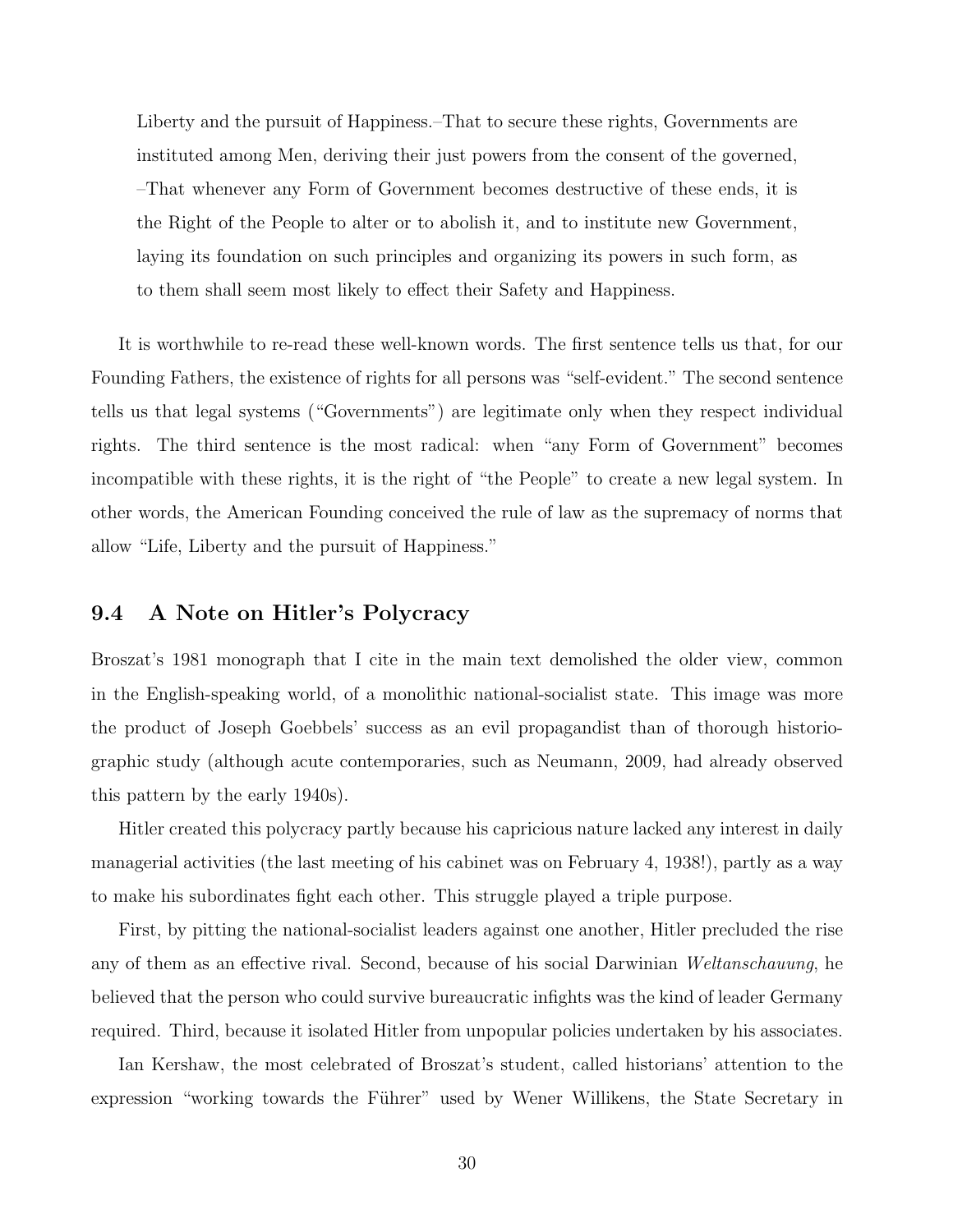> Liberty and the pursuit of Happiness.–That to secure these rights, Governments are instituted among Men, deriving their just powers from the consent of the governed, –That whenever any Form of Government becomes destructive of these ends, it is the Right of the People to alter or to abolish it, and to institute new Government, laying its foundation on such principles and organizing its powers in such form, as to them shall seem most likely to effect their Safety and Happiness.

It is worthwhile to re-read these well-known words. The first sentence tells us that, for our Founding Fathers, the existence of rights for all persons was "self-evident." The second sentence tells us that legal systems ("Governments") are legitimate only when they respect individual rights. The third sentence is the most radical: when "any Form of Government" becomes incompatible with these rights, it is the right of "the People" to create a new legal system. In other words, the American Founding conceived the rule of law as the supremacy of norms that allow "Life, Liberty and the pursuit of Happiness."

## 9.4 A Note on Hitler's Polycracy

Broszat's 1981 monograph that I cite in the main text demolished the older view, common in the English-speaking world, of a monolithic national-socialist state. This image was more the product of Joseph Goebbels' success as an evil propagandist than of thorough historiographic study (although acute contemporaries, such as Neumann, 2009, had already observed this pattern by the early 1940s).

Hitler created this polycracy partly because his capricious nature lacked any interest in daily managerial activities (the last meeting of his cabinet was on February 4, 1938!), partly as a way to make his subordinates fight each other. This struggle played a triple purpose.

First, by pitting the national-socialist leaders against one another, Hitler precluded the rise any of them as an effective rival. Second, because of his social Darwinian *Weltanschauung*, he believed that the person who could survive bureaucratic infights was the kind of leader Germany required. Third, because it isolated Hitler from unpopular policies undertaken by his associates.

Ian Kershaw, the most celebrated of Broszat's student, called historians' attention to the expression "working towards the Führer" used by Wener Willikens, the State Secretary in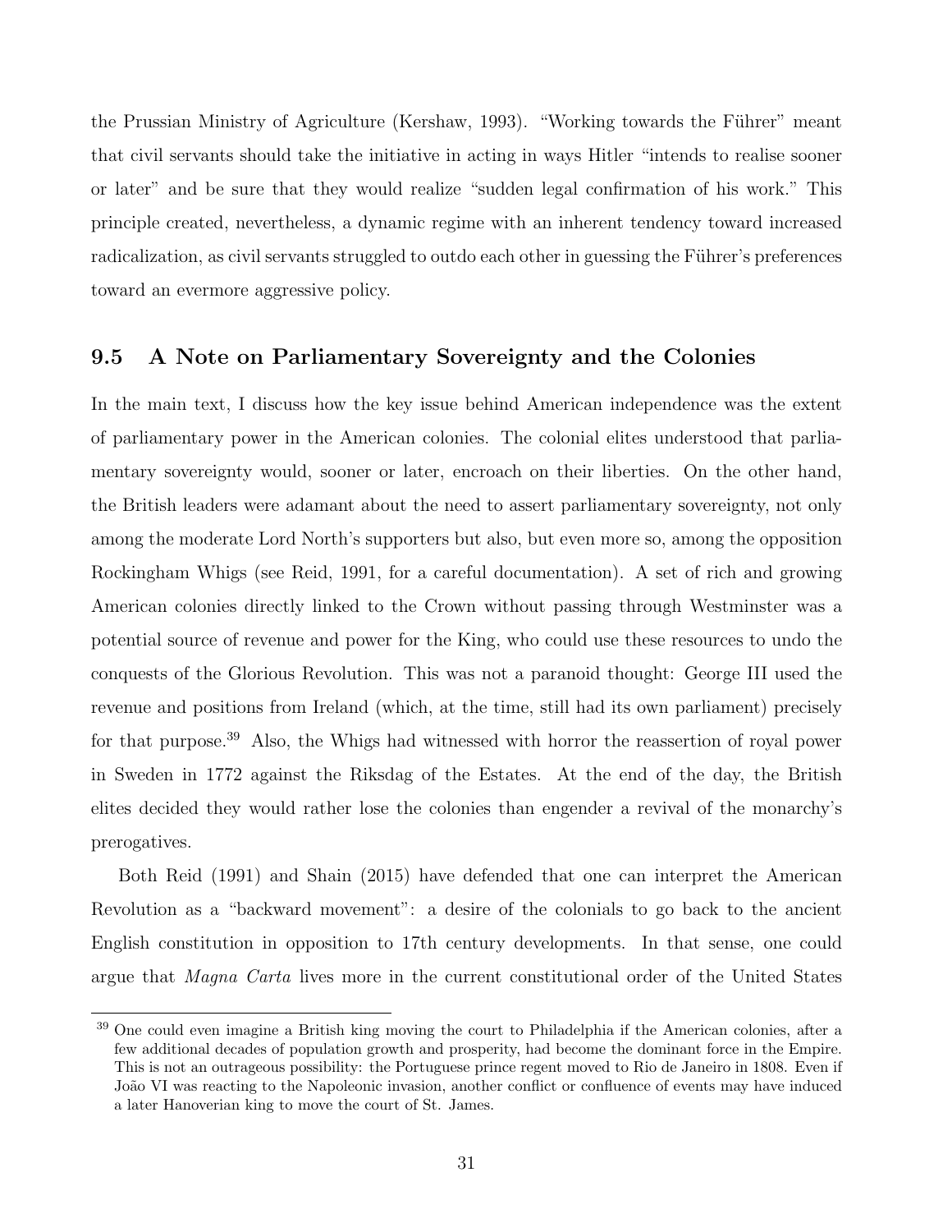the Prussian Ministry of Agriculture (Kershaw, 1993). "Working towards the Führer" meant that civil servants should take the initiative in acting in ways Hitler "intends to realise sooner or later" and be sure that they would realize "sudden legal confirmation of his work." This principle created, nevertheless, a dynamic regime with an inherent tendency toward increased radicalization, as civil servants struggled to outdo each other in guessing the Führer's preferences toward an evermore aggressive policy.

## 9.5 A Note on Parliamentary Sovereignty and the Colonies

In the main text, I discuss how the key issue behind American independence was the extent of parliamentary power in the American colonies. The colonial elites understood that parliamentary sovereignty would, sooner or later, encroach on their liberties. On the other hand, the British leaders were adamant about the need to assert parliamentary sovereignty, not only among the moderate Lord North's supporters but also, but even more so, among the opposition Rockingham Whigs (see Reid, 1991, for a careful documentation). A set of rich and growing American colonies directly linked to the Crown without passing through Westminster was a potential source of revenue and power for the King, who could use these resources to undo the conquests of the Glorious Revolution. This was not a paranoid thought: George III used the revenue and positions from Ireland (which, at the time, still had its own parliament) precisely for that purpose.[39] Also, the Whigs had witnessed with horror the reassertion of royal power in Sweden in 1772 against the Riksdag of the Estates. At the end of the day, the British elites decided they would rather lose the colonies than engender a revival of the monarchy's prerogatives.

Both Reid (1991) and Shain (2015) have defended that one can interpret the American Revolution as a "backward movement": a desire of the colonials to go back to the ancient English constitution in opposition to 17th century developments. In that sense, one could argue that *Magna Carta* lives more in the current constitutional order of the United States

[39] One could even imagine a British king moving the court to Philadelphia if the American colonies, after a few additional decades of population growth and prosperity, had become the dominant force in the Empire. This is not an outrageous possibility: the Portuguese prince regent moved to Rio de Janeiro in 1808. Even if João VI was reacting to the Napoleonic invasion, another conflict or confluence of events may have induced a later Hanoverian king to move the court of St. James.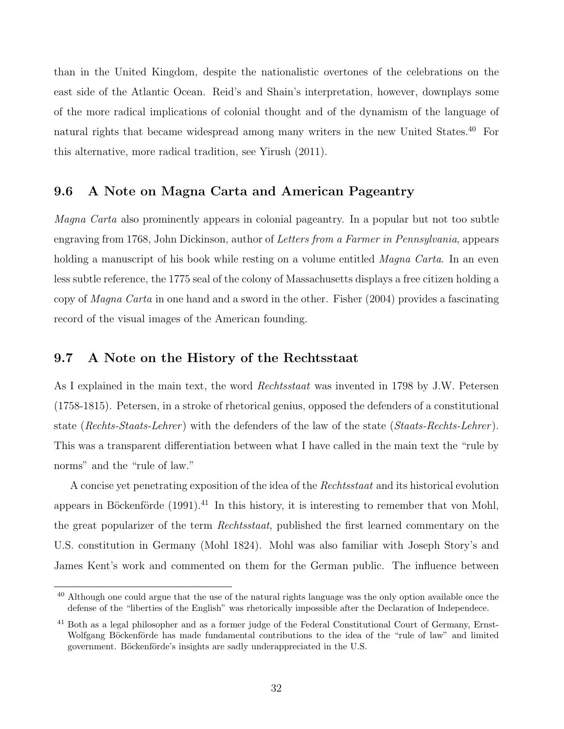than in the United Kingdom, despite the nationalistic overtones of the celebrations on the east side of the Atlantic Ocean. Reid's and Shain's interpretation, however, downplays some of the more radical implications of colonial thought and of the dynamism of the language of natural rights that became widespread among many writers in the new United States.[40] For this alternative, more radical tradition, see Yirush (2011).

### 9.6 A Note on Magna Carta and American Pageantry

*Magna Carta* also prominently appears in colonial pageantry. In a popular but not too subtle engraving from 1768, John Dickinson, author of *Letters from a Farmer in Pennsylvania*, appears holding a manuscript of his book while resting on a volume entitled *Magna Carta*. In an even less subtle reference, the 1775 seal of the colony of Massachusetts displays a free citizen holding a copy of *Magna Carta* in one hand and a sword in the other. Fisher (2004) provides a fascinating record of the visual images of the American founding.

### 9.7 A Note on the History of the Rechtsstaat

As I explained in the main text, the word *Rechtsstaat* was invented in 1798 by J.W. Petersen (1758-1815). Petersen, in a stroke of rhetorical genius, opposed the defenders of a constitutional state (*Rechts-Staats-Lehrer*) with the defenders of the law of the state (*Staats-Rechts-Lehrer*). This was a transparent differentiation between what I have called in the main text the "rule by norms" and the "rule of law."

A concise yet penetrating exposition of the idea of the *Rechtsstaat* and its historical evolution appears in Böckenförde (1991).[41] In this history, it is interesting to remember that von Mohl, the great popularizer of the term *Rechtsstaat*, published the first learned commentary on the U.S. constitution in Germany (Mohl 1824). Mohl was also familiar with Joseph Story's and James Kent's work and commented on them for the German public. The influence between

[40] Although one could argue that the use of the natural rights language was the only option available once the defense of the "liberties of the English" was rhetorically impossible after the Declaration of Independece.

[41] Both as a legal philosopher and as a former judge of the Federal Constitutional Court of Germany, Ernst-Wolfgang Böckenförde has made fundamental contributions to the idea of the "rule of law" and limited government. Böckenförde's insights are sadly underappreciated in the U.S.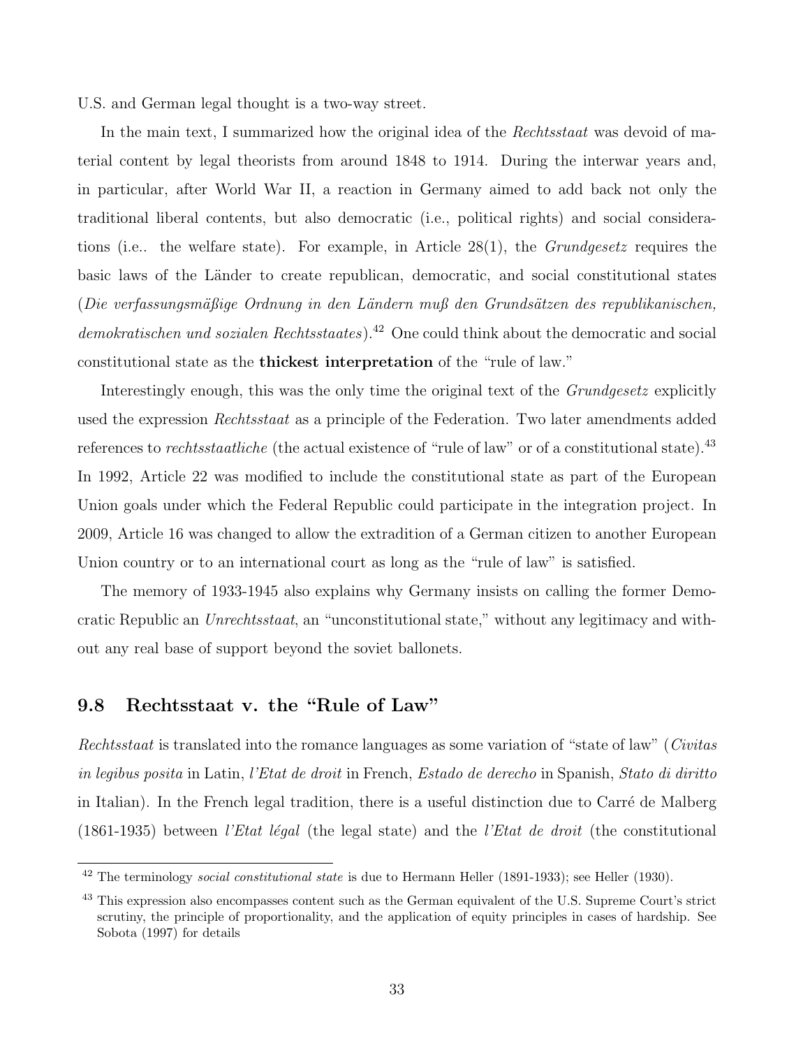U.S. and German legal thought is a two-way street.

In the main text, I summarized how the original idea of the *Rechtsstaat* was devoid of material content by legal theorists from around 1848 to 1914. During the interwar years and, in particular, after World War II, a reaction in Germany aimed to add back not only the traditional liberal contents, but also democratic (i.e., political rights) and social considerations (i.e.. the welfare state). For example, in Article 28(1), the *Grundgesetz* requires the basic laws of the Länder to create republican, democratic, and social constitutional states (*Die verfassungsmäßige Ordnung in den Ländern muß den Grundsätzen des republikanischen, demokratischen und sozialen Rechtsstaates*).[42] One could think about the democratic and social constitutional state as the **thickest interpretation** of the "rule of law."

Interestingly enough, this was the only time the original text of the *Grundgesetz* explicitly used the expression *Rechtsstaat* as a principle of the Federation. Two later amendments added references to *rechtsstaatliche* (the actual existence of "rule of law" or of a constitutional state).[43] In 1992, Article 22 was modified to include the constitutional state as part of the European Union goals under which the Federal Republic could participate in the integration project. In 2009, Article 16 was changed to allow the extradition of a German citizen to another European Union country or to an international court as long as the "rule of law" is satisfied.

The memory of 1933-1945 also explains why Germany insists on calling the former Democratic Republic an *Unrechtsstaat*, an "unconstitutional state," without any legitimacy and without any real base of support beyond the soviet ballonets.

## 9.8 Rechtsstaat v. the "Rule of Law"

*Rechtsstaat* is translated into the romance languages as some variation of "state of law" (*Civitas in legibus posita* in Latin, *l'Etat de droit* in French, *Estado de derecho* in Spanish, *Stato di diritto* in Italian). In the French legal tradition, there is a useful distinction due to Carré de Malberg (1861-1935) between *l'Etat légal* (the legal state) and the *l'Etat de droit* (the constitutional

---

[42] The terminology *social constitutional state* is due to Hermann Heller (1891-1933); see Heller (1930).

[43] This expression also encompasses content such as the German equivalent of the U.S. Supreme Court's strict scrutiny, the principle of proportionality, and the application of equity principles in cases of hardship. See Sobota (1997) for details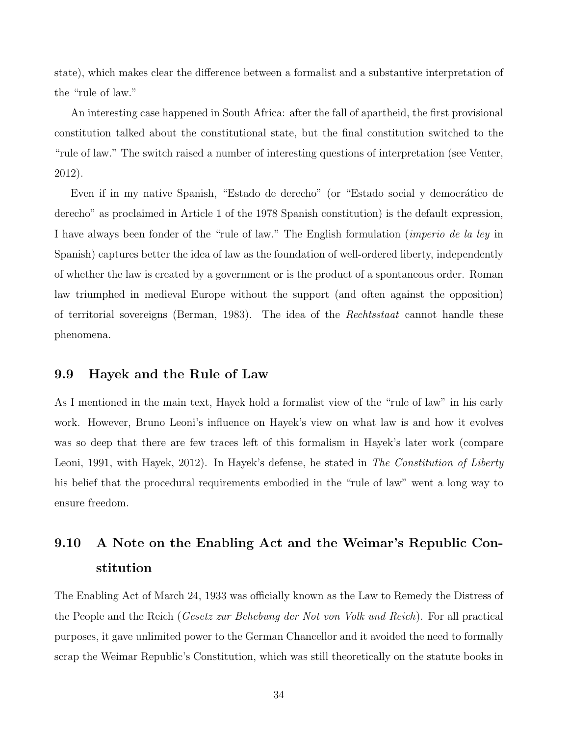state), which makes clear the difference between a formalist and a substantive interpretation of the "rule of law."

An interesting case happened in South Africa: after the fall of apartheid, the first provisional constitution talked about the constitutional state, but the final constitution switched to the "rule of law." The switch raised a number of interesting questions of interpretation (see Venter, 2012).

Even if in my native Spanish, "Estado de derecho" (or "Estado social y democrático de derecho" as proclaimed in Article 1 of the 1978 Spanish constitution) is the default expression, I have always been fonder of the "rule of law." The English formulation (*imperio de la ley* in Spanish) captures better the idea of law as the foundation of well-ordered liberty, independently of whether the law is created by a government or is the product of a spontaneous order. Roman law triumphed in medieval Europe without the support (and often against the opposition) of territorial sovereigns (Berman, 1983). The idea of the *Rechtsstaat* cannot handle these phenomena.

## 9.9 Hayek and the Rule of Law

As I mentioned in the main text, Hayek hold a formalist view of the "rule of law" in his early work. However, Bruno Leoni's influence on Hayek's view on what law is and how it evolves was so deep that there are few traces left of this formalism in Hayek's later work (compare Leoni, 1991, with Hayek, 2012). In Hayek's defense, he stated in *The Constitution of Liberty* his belief that the procedural requirements embodied in the "rule of law" went a long way to ensure freedom.

## 9.10 A Note on the Enabling Act and the Weimar's Republic Constitution

The Enabling Act of March 24, 1933 was officially known as the Law to Remedy the Distress of the People and the Reich (*Gesetz zur Behebung der Not von Volk und Reich*). For all practical purposes, it gave unlimited power to the German Chancellor and it avoided the need to formally scrap the Weimar Republic's Constitution, which was still theoretically on the statute books in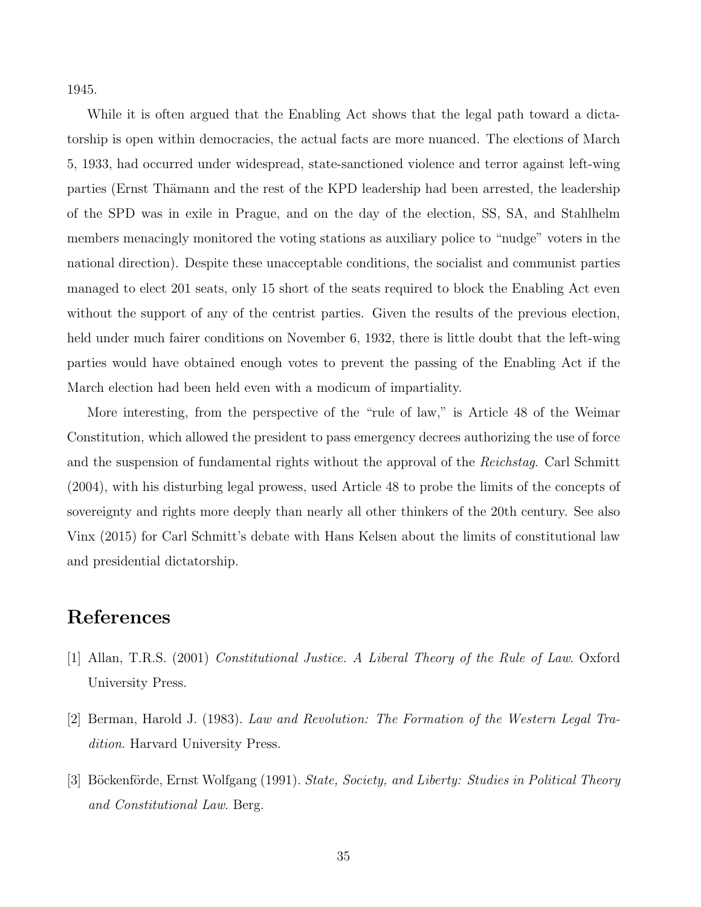1945.

While it is often argued that the Enabling Act shows that the legal path toward a dictatorship is open within democracies, the actual facts are more nuanced. The elections of March 5, 1933, had occurred under widespread, state-sanctioned violence and terror against left-wing parties (Ernst Thämann and the rest of the KPD leadership had been arrested, the leadership of the SPD was in exile in Prague, and on the day of the election, SS, SA, and Stahlhelm members menacingly monitored the voting stations as auxiliary police to "nudge" voters in the national direction). Despite these unacceptable conditions, the socialist and communist parties managed to elect 201 seats, only 15 short of the seats required to block the Enabling Act even without the support of any of the centrist parties. Given the results of the previous election, held under much fairer conditions on November 6, 1932, there is little doubt that the left-wing parties would have obtained enough votes to prevent the passing of the Enabling Act if the March election had been held even with a modicum of impartiality.

More interesting, from the perspective of the "rule of law," is Article 48 of the Weimar Constitution, which allowed the president to pass emergency decrees authorizing the use of force and the suspension of fundamental rights without the approval of the *Reichstag*. Carl Schmitt (2004), with his disturbing legal prowess, used Article 48 to probe the limits of the concepts of sovereignty and rights more deeply than nearly all other thinkers of the 20th century. See also Vinx (2015) for Carl Schmitt's debate with Hans Kelsen about the limits of constitutional law and presidential dictatorship.

## References

[1] Allan, T.R.S. (2001) *Constitutional Justice. A Liberal Theory of the Rule of Law*. Oxford University Press.

[2] Berman, Harold J. (1983). *Law and Revolution: The Formation of the Western Legal Tradition*. Harvard University Press.

[3] Böckenförde, Ernst Wolfgang (1991). *State, Society, and Liberty: Studies in Political Theory and Constitutional Law*. Berg.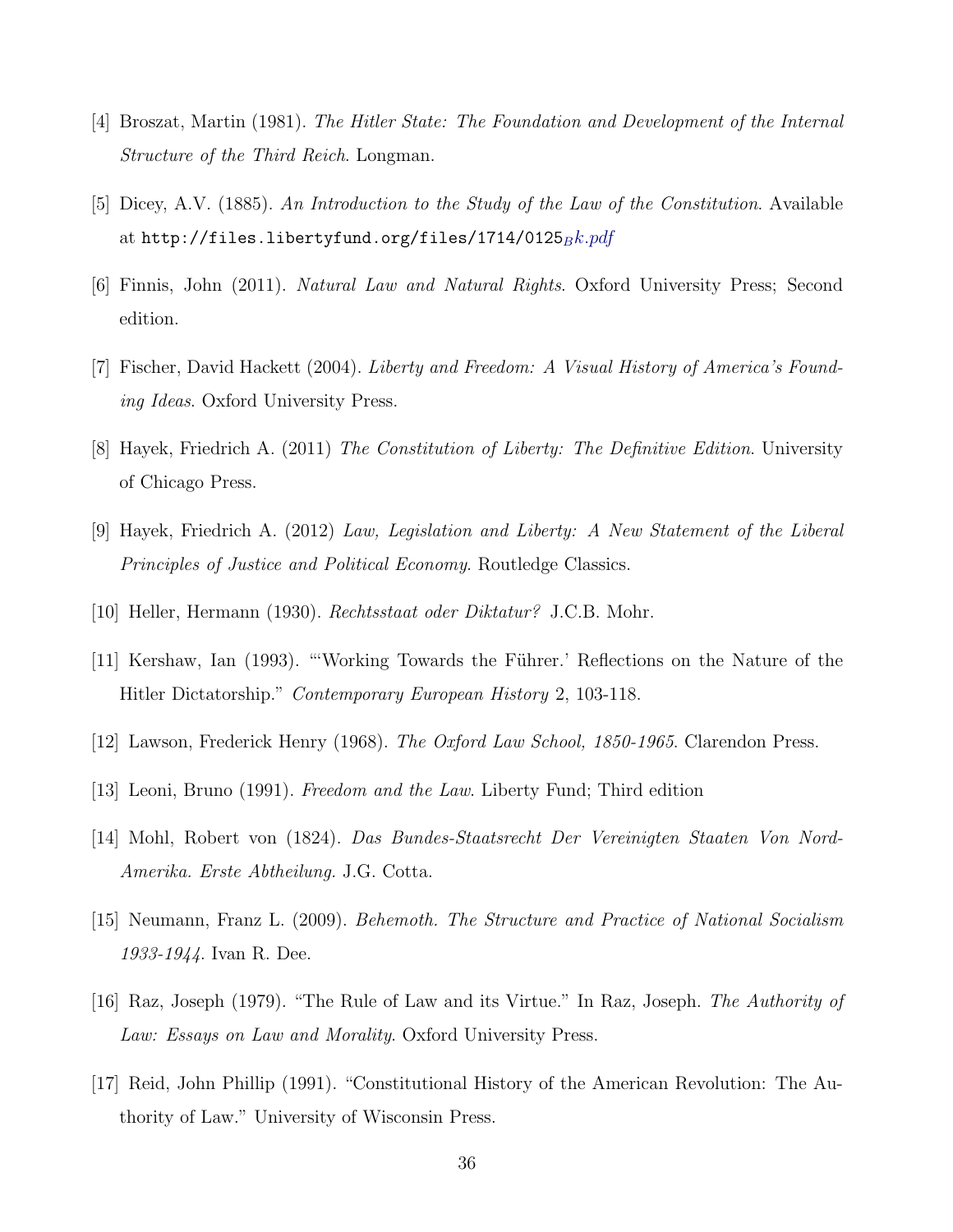[4] Broszat, Martin (1981). *The Hitler State: The Foundation and Development of the Internal Structure of the Third Reich*. Longman.

[5] Dicey, A.V. (1885). *An Introduction to the Study of the Law of the Constitution*. Available at `http://files.libertyfund.org/files/1714/0125`$_B k.pdf$

[6] Finnis, John (2011). *Natural Law and Natural Rights*. Oxford University Press; Second edition.

[7] Fischer, David Hackett (2004). *Liberty and Freedom: A Visual History of America's Founding Ideas*. Oxford University Press.

[8] Hayek, Friedrich A. (2011) *The Constitution of Liberty: The Definitive Edition*. University of Chicago Press.

[9] Hayek, Friedrich A. (2012) *Law, Legislation and Liberty: A New Statement of the Liberal Principles of Justice and Political Economy*. Routledge Classics.

[10] Heller, Hermann (1930). *Rechtsstaat oder Diktatur?* J.C.B. Mohr.

[11] Kershaw, Ian (1993). "'Working Towards the Führer.' Reflections on the Nature of the Hitler Dictatorship." *Contemporary European History* 2, 103-118.

[12] Lawson, Frederick Henry (1968). *The Oxford Law School, 1850-1965*. Clarendon Press.

[13] Leoni, Bruno (1991). *Freedom and the Law*. Liberty Fund; Third edition

[14] Mohl, Robert von (1824). *Das Bundes-Staatsrecht Der Vereinigten Staaten Von Nord-Amerika. Erste Abtheilung*. J.G. Cotta.

[15] Neumann, Franz L. (2009). *Behemoth. The Structure and Practice of National Socialism 1933-1944*. Ivan R. Dee.

[16] Raz, Joseph (1979). "The Rule of Law and its Virtue." In Raz, Joseph. *The Authority of Law: Essays on Law and Morality*. Oxford University Press.

[17] Reid, John Phillip (1991). "Constitutional History of the American Revolution: The Authority of Law." University of Wisconsin Press.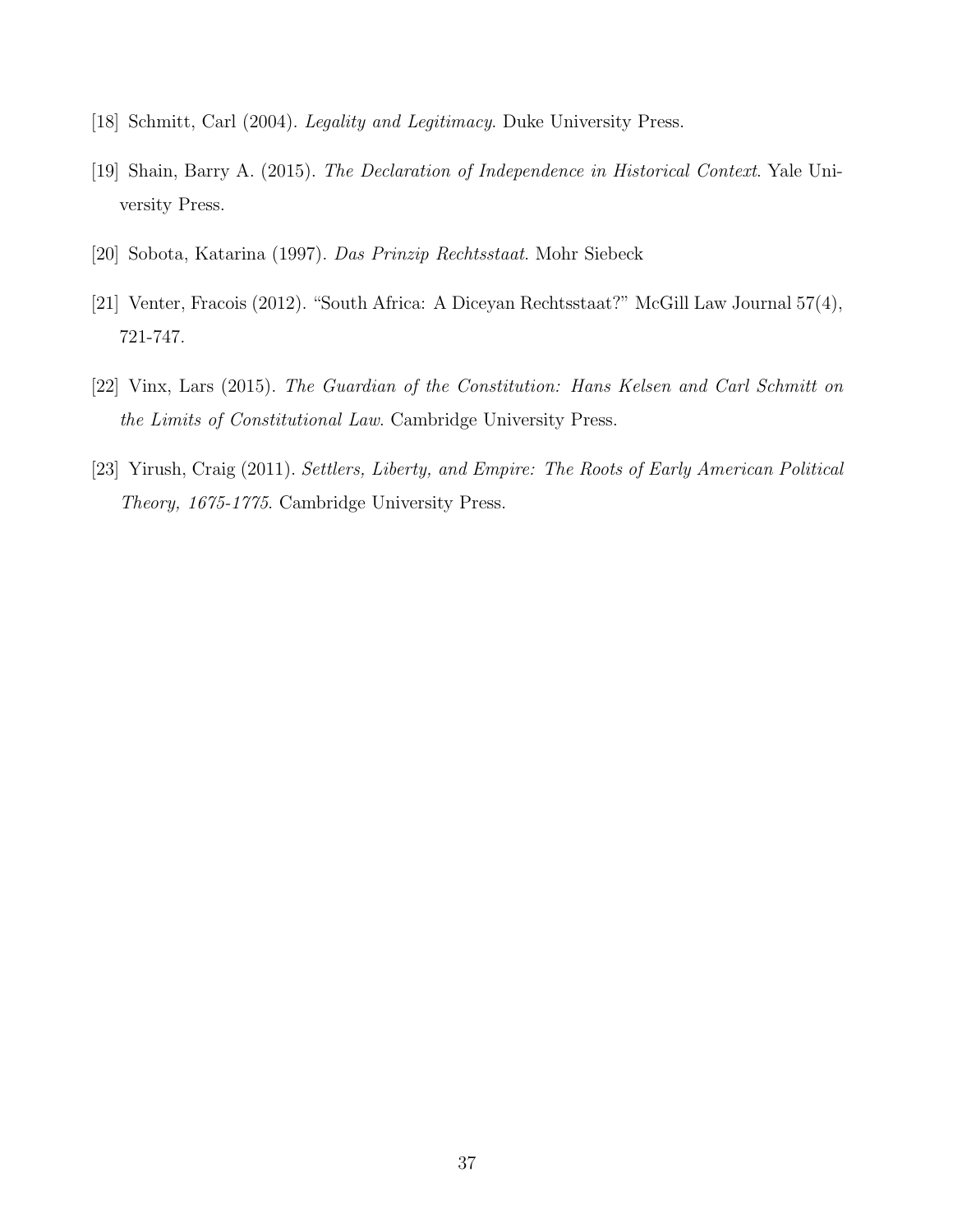[18] Schmitt, Carl (2004). *Legality and Legitimacy*. Duke University Press.

[19] Shain, Barry A. (2015). *The Declaration of Independence in Historical Context*. Yale University Press.

[20] Sobota, Katarina (1997). *Das Prinzip Rechtsstaat*. Mohr Siebeck

[21] Venter, Fracois (2012). "South Africa: A Diceyan Rechtsstaat?" McGill Law Journal 57(4), 721-747.

[22] Vinx, Lars (2015). *The Guardian of the Constitution: Hans Kelsen and Carl Schmitt on the Limits of Constitutional Law*. Cambridge University Press.

[23] Yirush, Craig (2011). *Settlers, Liberty, and Empire: The Roots of Early American Political Theory, 1675-1775*. Cambridge University Press.